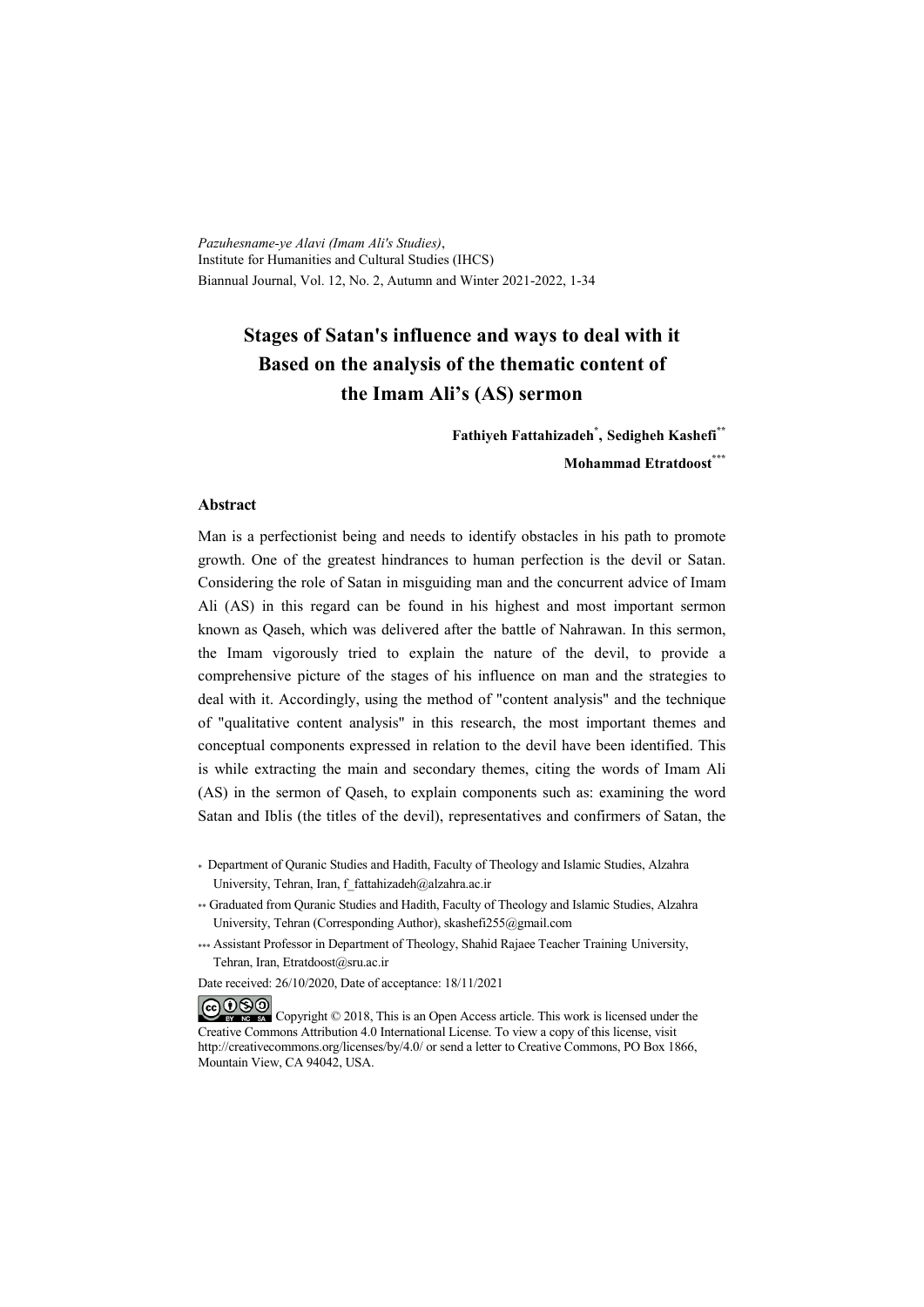*Pazuhesname-ye Alavi (Imam Ali's Studies)*,
Institute for Humanities and Cultural Studies (IHCS)
Biannual Journal, Vol. 12, No. 2, Autumn and Winter 2021-2022, 1-34

# Stages of Satan's influence and ways to deal with it Based on the analysis of the thematic content of the Imam Ali's (AS) sermon

**Fathiyeh Fattahizadeh**[*], **Sedigheh Kashefi**[**]

**Mohammad Etratdoost**[***]

### Abstract

Man is a perfectionist being and needs to identify obstacles in his path to promote growth. One of the greatest hindrances to human perfection is the devil or Satan. Considering the role of Satan in misguiding man and the concurrent advice of Imam Ali (AS) in this regard can be found in his highest and most important sermon known as Qaseh, which was delivered after the battle of Nahrawan. In this sermon, the Imam vigorously tried to explain the nature of the devil, to provide a comprehensive picture of the stages of his influence on man and the strategies to deal with it. Accordingly, using the method of "content analysis" and the technique of "qualitative content analysis" in this research, the most important themes and conceptual components expressed in relation to the devil have been identified. This is while extracting the main and secondary themes, citing the words of Imam Ali (AS) in the sermon of Qaseh, to explain components such as: examining the word Satan and Iblis (the titles of the devil), representatives and confirmers of Satan, the

[*] Department of Quranic Studies and Hadith, Faculty of Theology and Islamic Studies, Alzahra University, Tehran, Iran, f_fattahizadeh@alzahra.ac.ir

[**] Graduated from Quranic Studies and Hadith, Faculty of Theology and Islamic Studies, Alzahra University, Tehran (Corresponding Author), skashefi255@gmail.com

[***] Assistant Professor in Department of Theology, Shahid Rajaee Teacher Training University, Tehran, Iran, Etratdoost@sru.ac.ir

Date received: 26/10/2020, Date of acceptance: 18/11/2021

Copyright © 2018, This is an Open Access article. This work is licensed under the Creative Commons Attribution 4.0 International License. To view a copy of this license, visit http://creativecommons.org/licenses/by/4.0/ or send a letter to Creative Commons, PO Box 1866, Mountain View, CA 94042, USA.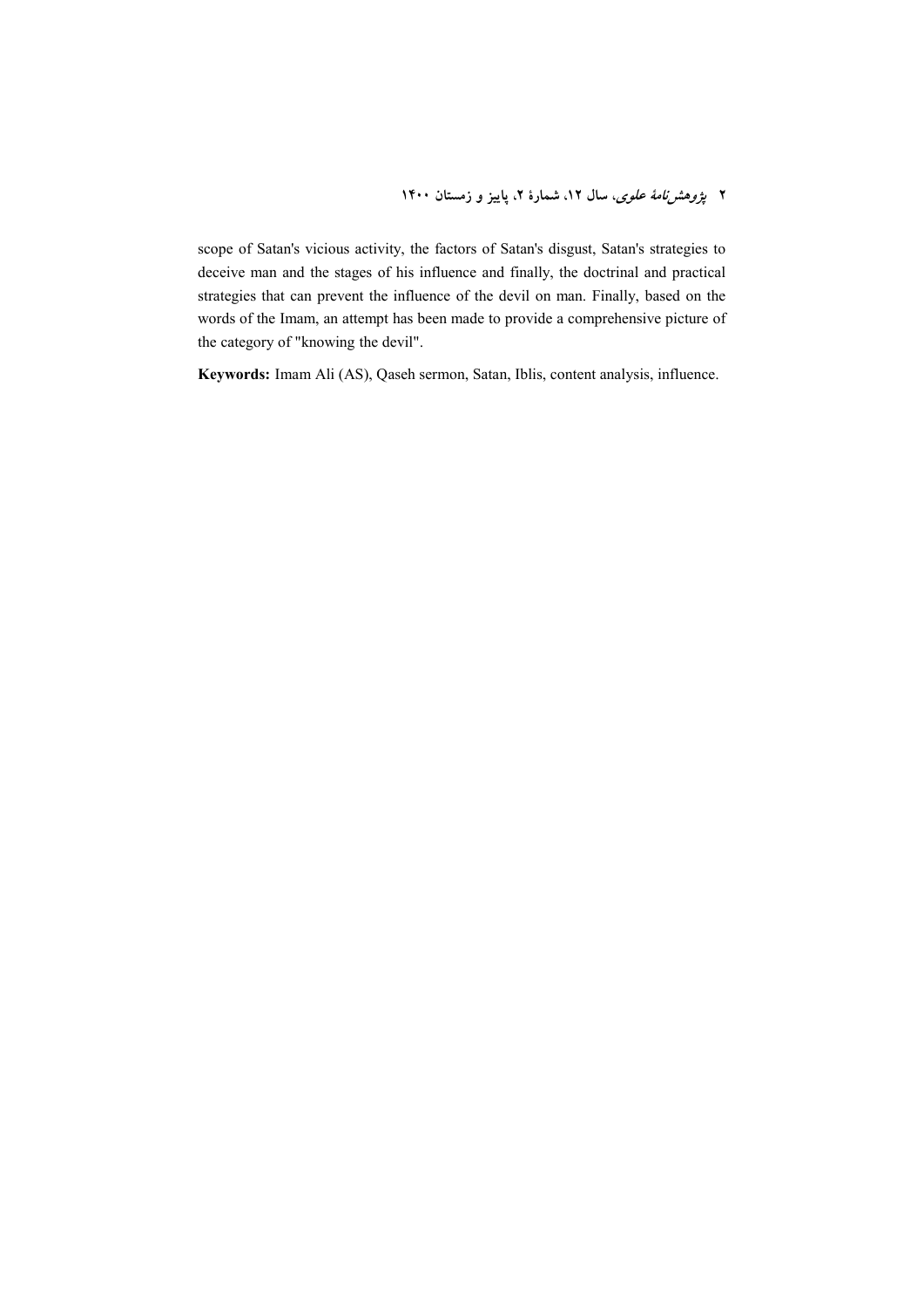scope of Satan's vicious activity, the factors of Satan's disgust, Satan's strategies to deceive man and the stages of his influence and finally, the doctrinal and practical strategies that can prevent the influence of the devil on man. Finally, based on the words of the Imam, an attempt has been made to provide a comprehensive picture of the category of "knowing the devil".

**Keywords:** Imam Ali (AS), Qaseh sermon, Satan, Iblis, content analysis, influence.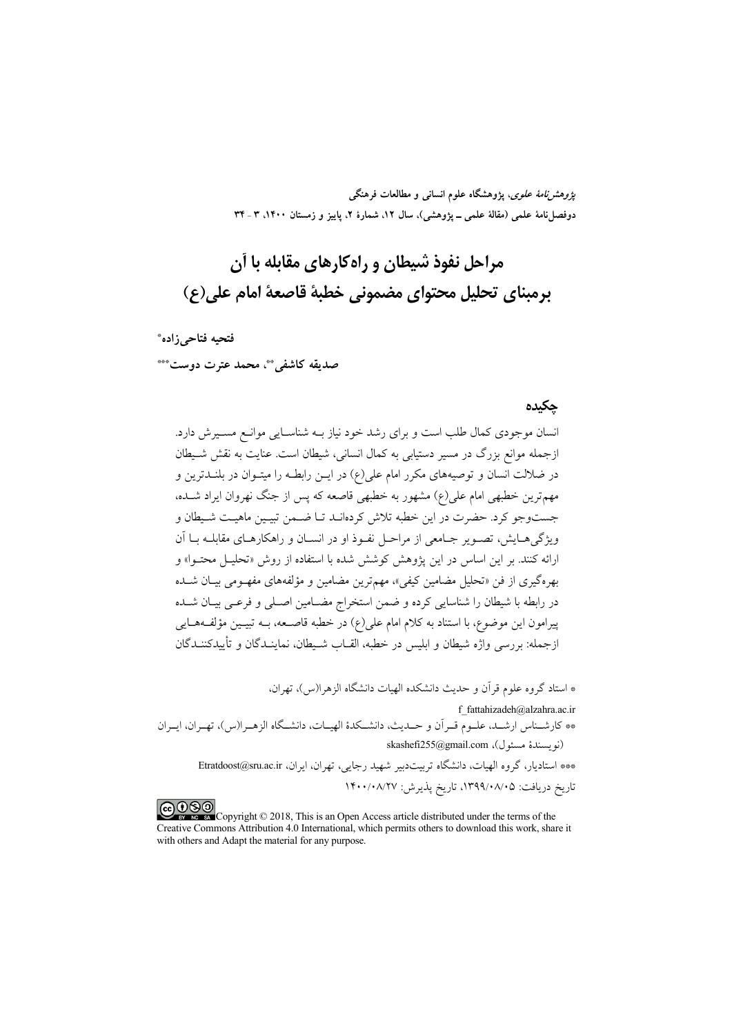*پژوهش‌نامهٔ علوی*، پژوهشگاه علوم انسانی و مطالعات فرهنگی
دوفصل‌نامهٔ علمی (مقالهٔ علمی ـ پژوهشی)، سال ۱۲، شمارهٔ ۲، پاییز و زمستان ۱۴۰۰، ۳ - ۳۴

# مراحل نفوذ شیطان و راه‌کارهای مقابله با آن برمبنای تحلیل محتوای مضمونی خطبهٔ قاصعهٔ امام علی(ع)

**فتحیه فتاحی‌زاده***

**صدیقه کاشفی**، محمد عترت دوست*****

## چکیده

انسان موجودی کمال طلب است و برای رشد خود نیاز بـه شناسـایی موانـع مسـیرش دارد. ازجمله موانع بزرگ در مسیر دستیابی به کمال انسانی، شیطان است. عنایت به نقش شـیطان در ضلالت انسان و توصیه‌های مکرر امام علی(ع) در ایـن رابطـه را میتـوان در بلنـدترین و مهم‌ترین خطبهٔ امام علی(ع) مشهور به خطبهٔ قاصعه که پس از جنگ نهروان ایراد شـده، جست‌وجو کرد. حضرت در این خطبه تلاش کرده‌انـد تـا ضـمن تبیـین ماهیـت شـیطان و ویژگی‌هـایش، تصـویر جـامعی از مراحـل نفـوذ او در انسـان و راهکارهـای مقابلـه بـا آن ارائه کنند. بر این اساس در این پژوهش کوشش شده با استفاده از روش «تحلیـل محتـوا» و بهره‌گیری از فن «تحلیل مضامین کیفی»، مهم‌ترین مضامین و مؤلفه‌های مفهـومی بیـان شـده در رابطه با شیطان را شناسایی کرده و ضمن استخراج مضـامین اصـلی و فرعـی بیـان شـده پیرامون این موضوع، با استناد به کلام امام علی(ع) در خطبه قاصـعه، بـه تبیـین مؤلفـه‌هـایی ازجمله: بررسی واژه شیطان و ابلیس در خطبه، القـاب شـیطان، نماینـدگان و تأییدکننـدگان

* استاد گروه علوم قرآن و حدیث دانشکده الهیات دانشگاه الزهرا(س)، تهران، f_fattahizadeh@alzahra.ac.ir

** کارشـناس ارشـد، علـوم قـرآن و حـدیث، دانشـکدهٔ الهیـات، دانشـگاه الزهـرا(س)، تهـران، ایـران (نویسندهٔ مسئول)، skashefi255@gmail.com

*** استادیار، گروه الهیات، دانشگاه تربیت‌دبیر شهید رجایی، تهران، ایران، Etratdoost@sru.ac.ir

تاریخ دریافت: ۱۳۹۹/۰۸/۰۵، تاریخ پذیرش: ۱۴۰۰/۰۸/۲۷

Copyright © 2018, This is an Open Access article distributed under the terms of the Creative Commons Attribution 4.0 International, which permits others to download this work, share it with others and Adapt the material for any purpose.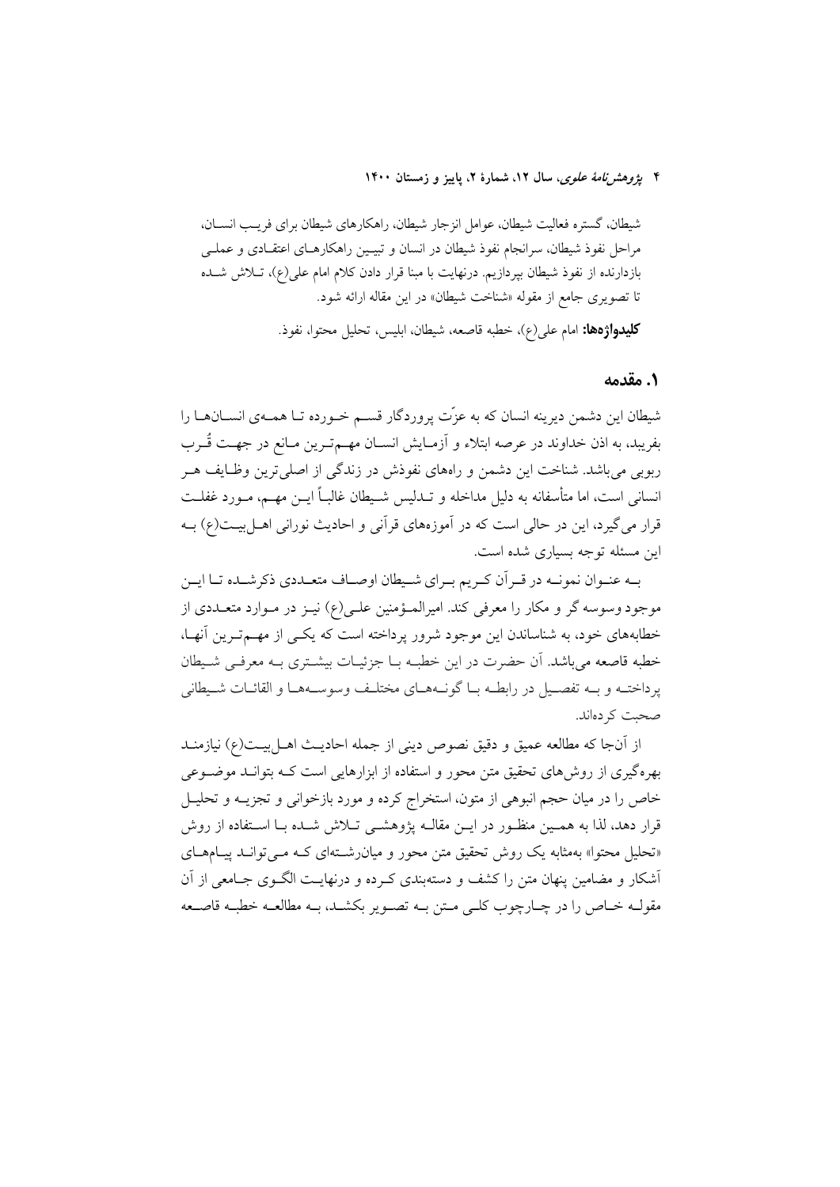شیطان، گستره فعالیت شیطان، عوامل انزجار شیطان، راهکارهای شیطان برای فریب انسان، مراحل نفوذ شیطان، سرانجام نفوذ شیطان در انسان و تبیین راهکارهای اعتقادی و عملی بازدارنده از نفوذ شیطان بپردازیم. درنهایت با مبنا قرار دادن کلام امام علی(ع)، تلاش شده تا تصویری جامع از مقوله «شناخت شیطان» در این مقاله ارائه شود.

**کلیدواژه‌ها:** امام علی(ع)، خطبه قاصعه، شیطان، ابلیس، تحلیل محتوا، نفوذ.

## ۱. مقدمه

شیطان این دشمن دیرینه انسان که به عزّت پروردگار قسم خورده تا همه‌ی انسان‌ها را بفریبد، به اذن خداوند در عرصه ابتلاء و آزمایش انسان مهم‌ترین مانع در جهت قُرب ربوبی می‌باشد. شناخت این دشمن و راه‌های نفوذش در زندگی از اصلی‌ترین وظایف هر انسانی است، اما متأسفانه به دلیل مداخله و تدلیس شیطان غالباً این مهم، مورد غفلت قرار می‌گیرد، این در حالی است که در آموزه‌های قرآنی و احادیث نورانی اهل‌بیت(ع) به این مسئله توجه بسیاری شده است.

به عنوان نمونه در قرآن کریم برای شیطان اوصاف متعددی ذکرشده تا این موجود وسوسه گر و مکار را معرفی کند. امیرالمؤمنین علی(ع) نیز در موارد متعددی از خطابه‌های خود، به شناساندن این موجود شرور پرداخته است که یکی از مهم‌ترین آنها، خطبه قاصعه می‌باشد. آن حضرت در این خطبه با جزئیات بیشتری به معرفی شیطان پرداخته و به تفصیل در رابطه با گونه‌های مختلف وسوسه‌ها و القائات شیطانی صحبت کرده‌اند.

از آن‌جا که مطالعه عمیق و دقیق نصوص دینی از جمله احادیث اهل‌بیت(ع) نیازمند بهره‌گیری از روش‌های تحقیق متن محور و استفاده از ابزارهایی است که بتواند موضوعی خاص را در میان حجم انبوهی از متون، استخراج کرده و مورد بازخوانی و تجزیه و تحلیل قرار دهد، لذا به همین منظور در این مقاله پژوهشی تلاش شده با استفاده از روش «تحلیل محتوا» به‌مثابه یک روش تحقیق متن محور و میان‌رشته‌ای که می‌تواند پیام‌های آشکار و مضامین پنهان متن را کشف و دسته‌بندی کرده و درنهایت الگوی جامعی از آن مقوله خاص را در چارچوب کلی متن به تصویر بکشد، به مطالعه خطبه قاصعه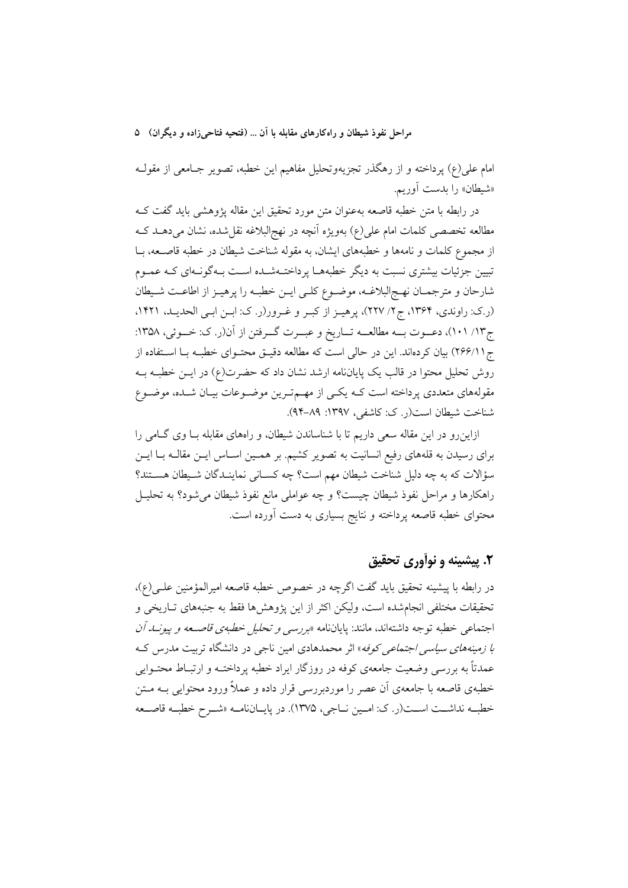امام علی(ع) پرداخته و از رهگذر تجزیه‌وتحلیل مفاهیم این خطبه، تصویر جامعی از مقوله «شیطان» را بدست آوریم.

در رابطه با متن خطبه قاصعه به‌عنوان متن مورد تحقیق این مقاله پژوهشی باید گفت که مطالعه تخصصی کلمات امام علی(ع) به‌ویژه آنچه در نهج‌البلاغه نقل‌شده، نشان می‌دهد که از مجموع کلمات و نامه‌ها و خطبه‌های ایشان، به مقوله شناخت شیطان در خطبه قاصعه، با تبیین جزئیات بیشتری نسبت به دیگر خطبه‌ها پرداخته‌شده است به‌گونه‌ای که عموم شارحان و مترجمان نهج‌البلاغه، موضوع کلی این خطبه را پرهیز از اطاعت شیطان (ر.ک: راوندی، ۱۳۶۴، ج۲/ ۲۲۷)، پرهیز از کبر و غرور(ر. ک: ابن ابی الحدید، ۱۴۲۱، ج۱۳/ ۱۰۱)، دعوت به مطالعه تاریخ و عبرت گرفتن از آن(ر. ک: خوئی، ۱۳۵۸: ج۱۱/۲۶۶) بیان کرده‌اند. این در حالی است که مطالعه دقیق محتوای خطبه با استفاده از روش تحلیل محتوا در قالب یک پایان‌نامه ارشد نشان داد که حضرت(ع) در این خطبه به مقوله‌های متعددی پرداخته است که یکی از مهم‌ترین موضوعات بیان شده، موضوع شناخت شیطان است(ر. ک: کاشفی، ۱۳۹۷: ۸۹-۹۴).

ازاین‌رو در این مقاله سعی داریم تا با شناساندن شیطان، و راه‌های مقابله با وی گامی را برای رسیدن به قله‌های رفیع انسانیت به تصویر کشیم. بر همین اساس این مقاله با این سؤالات که به چه دلیل شناخت شیطان مهم است؟ چه کسانی نمایندگان شیطان هستند؟ راهکارها و مراحل نفوذ شیطان چیست؟ و چه عواملی مانع نفوذ شیطان می‌شود؟ به تحلیل محتوای خطبه قاصعه پرداخته و نتایج بسیاری به دست آورده است.

## ۲. پیشینه و نوآوری تحقیق

در رابطه با پیشینه تحقیق باید گفت اگرچه در خصوص خطبه قاصعه امیرالمؤمنین علی(ع)، تحقیقات مختلفی انجام‌شده است، ولیکن اکثر از این پژوهش‌ها فقط به جنبه‌های تاریخی و اجتماعی خطبه توجه داشته‌اند، مانند: پایان‌نامه «*بررسی و تحلیل خطبه‌ی قاصعه و پیوند آن با زمینه‌های سیاسی اجتماعی کوفه*» اثر محمدهادی امین ناجی در دانشگاه تربیت مدرس که عمدتاً به بررسی وضعیت جامعه‌ی کوفه در روزگار ایراد خطبه پرداخته و ارتباط محتوایی خطبه‌ی قاصعه با جامعه‌ی آن عصر را موردبررسی قرار داده و عملاً ورود محتوایی به متن خطبه نداشته است(ر. ک: امین ناجی، ۱۳۷۵). در پایان‌نامه «شرح خطبه قاصعه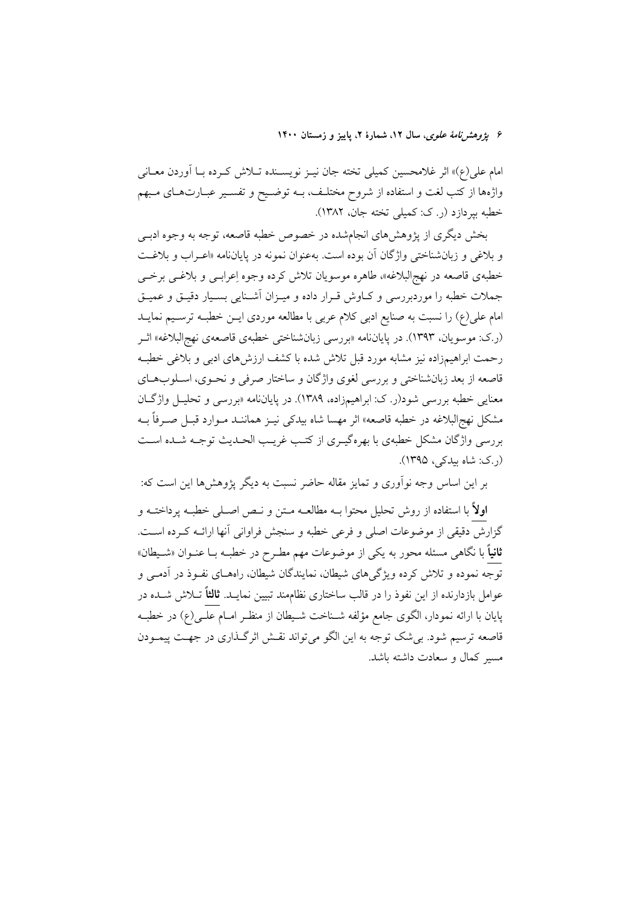امام علی(ع)» اثر غلامحسین کمیلی تخته جان نیز نویسنده تلاش کرده با آوردن معانی واژه‌ها از کتب لغت و استفاده از شروح مختلف، به توضیح و تفسیر عبارت‌های مبهم خطبه بپردازد (ر. ک: کمیلی تخته جان، ۱۳۸۲).

بخش دیگری از پژوهش‌های انجام‌شده در خصوص خطبه قاصعه، توجه به وجوه ادبی و بلاغی و زبان‌شناختی واژگان آن بوده است. به‌عنوان نمونه در پایان‌نامه «اعراب و بلاغت خطبه‌ی قاصعه در نهج‌البلاغه»، طاهره موسویان تلاش کرده وجوه اِعرابی و بلاغی برخی جملات خطبه را موردبررسی و کاوش قرار داده و میزان آشنایی بسیار دقیق و عمیق امام علی(ع) را نسبت به صنایع ادبی کلام عربی با مطالعه موردی این خطبه ترسیم نماید (ر.ک: موسویان، ۱۳۹۳). در پایان‌نامه «بررسی زبان‌شناختی خطبه‌ی قاصعه‌ی نهج‌البلاغه» اثر رحمت ابراهیم‌زاده نیز مشابه مورد قبل تلاش شده با کشف ارزش‌های ادبی و بلاغی خطبه قاصعه از بعد زبان‌شناختی و بررسی لغوی واژگان و ساختار صرفی و نحوی، اسلوب‌های معنایی خطبه بررسی شود(ر. ک: ابراهیم‌زاده، ۱۳۸۹). در پایان‌نامه «بررسی و تحلیل واژگان مشکل نهج‌البلاغه در خطبه قاصعه» اثر مهسا شاه بیدکی نیز همانند موارد قبل صرفاً به بررسی واژگان مشکل خطبه‌ی با بهره‌گیری از کتب غریب الحدیث توجه شده است (ر.ک: شاه بیدکی، ۱۳۹۵).

بر این اساس وجه نوآوری و تمایز مقاله حاضر نسبت به دیگر پژوهش‌ها این است که:

**اولاً** با استفاده از روش تحلیل محتوا به مطالعه متن و نص اصلی خطبه پرداخته و گزارش دقیقی از موضوعات اصلی و فرعی خطبه و سنجش فراوانی آنها ارائه کرده است. **ثانیاً** با نگاهی مسئله محور به یکی از موضوعات مهم مطرح در خطبه با عنوان «شیطان» توجه نموده و تلاش کرده ویژگی‌های شیطان، نمایندگان شیطان، راه‌های نفوذ در آدمی و عوامل بازدارنده از این نفوذ را در قالب ساختاری نظام‌مند تبیین نماید. **ثالثاً** تلاش شده در پایان با ارائه نمودار، الگوی جامع مؤلفه شناخت شیطان از منظر امام علی(ع) در خطبه قاصعه ترسیم شود. بی‌شک توجه به این الگو می‌تواند نقش اثرگذاری در جهت پیمودن مسیر کمال و سعادت داشته باشد.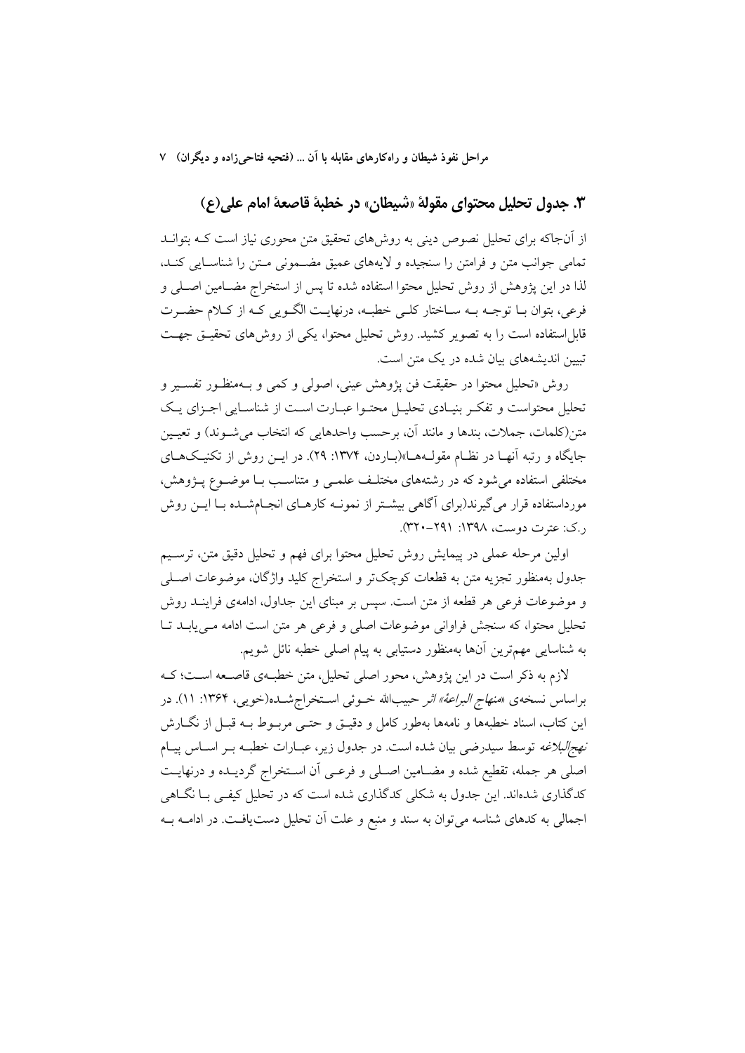## ۳. جدول تحلیل محتوای مقولهٔ «شیطان» در خطبهٔ قاصعهٔ امام علی(ع)

از آن‌جاکه برای تحلیل نصوص دینی به روش‌های تحقیق متن محوری نیاز است کـه بتوانـد تمامی جوانب متن و فرامتن را سنجیده و لایه‌های عمیق مضـمونی مـتن را شناسـایی کنـد، لذا در این پژوهش از روش تحلیل محتوا استفاده شده تا پس از استخراج مضـامین اصـلی و فرعی، بتوان بـا توجـه بـه سـاختار کلـی خطبـه، درنهایـت الگـویی کـه از کـلام حضـرت قابل‌استفاده است را به تصویر کشید. روش تحلیل محتوا، یکی از روش‌های تحقیـق جهـت تبیین اندیشه‌های بیان شده در یک متن است.

روش «تحلیل محتوا در حقیقت فن پژوهش عینی، اصولی و کمی و بـه‌منظـور تفسـیر و تحلیل محتواست و تفکـر بنیـادی تحلیـل محتـوا عبـارت اسـت از شناسـایی اجـزای یـک متن(کلمات، جملات، بندها و مانند آن، برحسب واحدهایی که انتخاب می‌شـوند) و تعیـین جایگاه و رتبه آنهـا در نظـام مقولـه‌هـا»(بـاردن، ۱۳۷۴: ۲۹). در ایـن روش از تکنیـک‌هـای مختلفی استفاده می‌شود که در رشته‌های مختلـف علمـی و متناسـب بـا موضـوع پـژوهش، مورداستفاده قرار می‌گیرند(برای آگاهی بیشـتر از نمونـه کارهـای انجـام‌شـده بـا ایـن روش ر.ک: عترت دوست، ۱۳۹۸: ۲۹۱-۳۲۰).

اولین مرحله عملی در پیمایش روش تحلیل محتوا برای فهم و تحلیل دقیق متن، ترسـیم جدول به‌منظور تجزیه متن به قطعات کوچک‌تر و استخراج کلید واژگان، موضوعات اصـلی و موضوعات فرعی هر قطعه از متن است. سپس بر مبنای این جداول، ادامه‌ی فراینـد روش تحلیل محتوا، که سنجش فراوانی موضوعات اصلی و فرعی هر متن است ادامه مـی‌یابـد تـا به شناسایی مهم‌ترین آن‌ها به‌منظور دستیابی به پیام اصلی خطبه نائل شویم.

لازم به ذکر است در این پژوهش، محور اصلی تحلیل، متن خطبـه‌ی قاصـعه اسـت؛ کـه براساس نسخه‌ی «*منهاج البراعة» اثر* حبیب‌الله خـوئی اسـتخراج‌شـده(خویی، ۱۳۶۴: ۱۱). در این کتاب، اسناد خطبه‌ها و نامه‌ها به‌طور کامل و دقیـق و حتـی مربـوط بـه قبـل از نگـارش *نهج‌البلاغه* توسط سیدرضی بیان شده است. در جدول زیر، عبـارات خطبـه بـر اسـاس پیـام اصلی هر جمله، تقطیع شده و مضـامین اصـلی و فرعـی آن اسـتخراج گردیـده و درنهایـت کدگذاری شده‌اند. این جدول به شکلی کدگذاری شده است که در تحلیل کیفـی بـا نگـاهی اجمالی به کدهای شناسه می‌توان به سند و منبع و علت آن تحلیل دست‌یافـت. در ادامـه بـه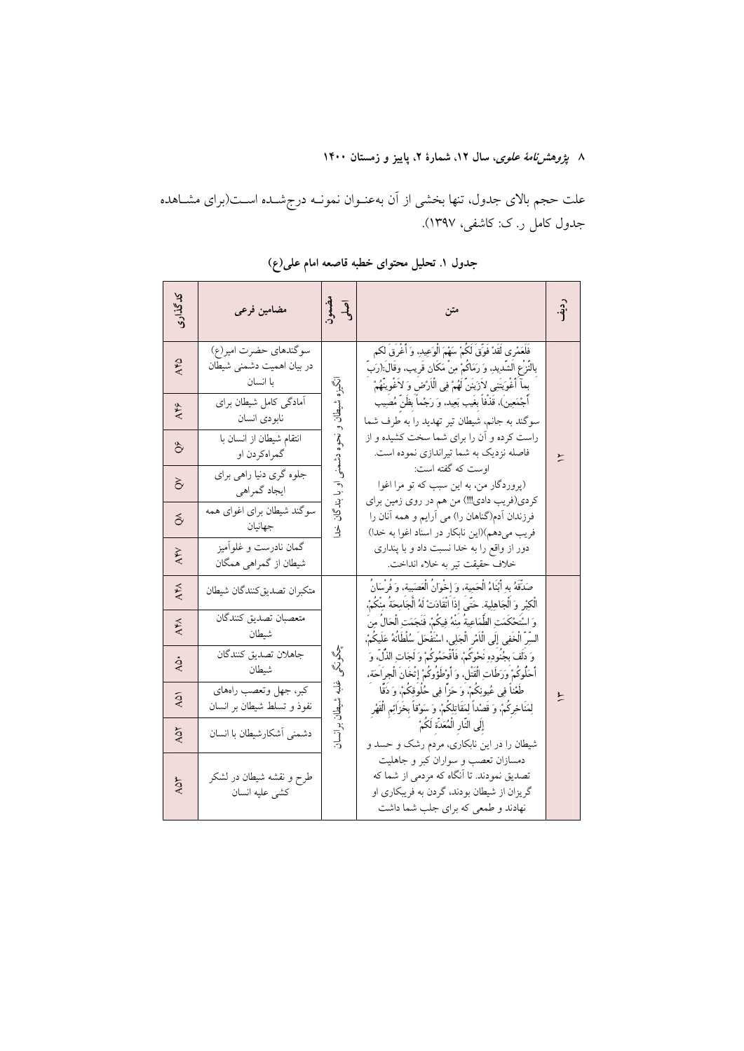علت حجم بالای جدول، تنها بخشی از آن به‌عنوان نمونه درج‌شده است(برای مشاهده جدول کامل ر. ک: کاشفی، ۱۳۹۷).

**جدول ۱. تحلیل محتوای خطبه قاصعه امام علی(ع)**

| ردیف | متن | مضمون اصلی | مضامین فرعی | کدگذاری |
|---|---|---|---|---|
| ۱۲ | فَلَعَمْرِی لَقَدْ فَوَّقَ لَکُمْ سَهْمَ الْوَعِیدِ، وَ أَغْرَقَ لکم بالنَّزْعِ الشَّدِیدِ، وَ رَمَاکُمْ مِنْ مَکَانٍ قَرِیبٍ، وقَالَ:(رَبِّ بِمآ أَغْوَیْتَنِی لاَزَیِّنَنَّ لَهُمْ فِی الْأَرْضِ وَ لاَغْوِیَنَّهُمْ أَجْمَعِینَ)، قَذْفاً بِغَیْبٍ بَعِیدٍ، وَ رَجْماً بِظَنٍّ مُصِیبٍ سوگند به جانم، شیطان تیر تهدید را به طرف شما راست کرده و آن را برای شما سخت کشیده و از فاصله نزدیک به شما تیراندازی نموده است. اوست که گفته است: (پروردگار من، به این سبب که تو مرا اغوا کردی(فریب دادی!!!) من هم در روی زمین برای فرزندان آدم(گناهان را) می آرایم و همه آنان را فریب می‌دهم)(این نابکار در اسناد اغوا به خدا) دور از واقع را به خدا نسبت داد و با پنداری خلاف حقیقت تیر به خلاء انداخت. | انگیزه شیطان و نحوه دشمنی او با بندگان خدا | سوگندهای حضرت امیر(ع) در بیان اهمیت دشمنی شیطان با انسان | A۴۵ |
| | | | آمادگی کامل شیطان برای نابودی انسان | A۴۶ |
| | | | انتقام شیطان از انسان با گمراه‌کردن او | Q۶ |
| | | | جلوه گری دنیا راهی برای ایجاد گمراهی | Q۷ |
| | | | سوگند شیطان برای اغوای همه جهانیان | Q۸ |
| | | | گمان نادرست و غلوآمیز شیطان از گمراهی همگان | A۴۷ |
| ۱۳ | صَدَّقَهُ بِهِ أَبْنَاءُ الْحَمِیَّةِ، وَ إِخْوَانُ الْعَصَبِیَّةِ، وَ فُرْسَانُ الْکِبْرِ وَ الْجَاهِلِیَّةِ. حَتَّی إِذَا انْقَادَتْ لَهُ الْجَامِحَةُ مِنْکُمْ، وَ اسْتَحْکَمَتِ الطَّمَاعِیَةُ مِنْهُ فِیکُمْ، فَنَجَمَتِ الْحَالُ مِنَ السِّرِّ الْخَفِیِّ إِلَی الْأَمْرِ الْجَلِیِّ، اسْتَفْحَلَ سُلْطَانُهُ عَلَیْکُمْ، وَ دَلَفَ بِجُنُودِهِ نَحْوَکُمْ، فَأَقْحَمُوکُمْ وَلَجَاتِ الذُّلِّ، وَ أَحَلُّوکُمْ وَرَطَاتِ الْقَتْلِ، وَ أَوْطَؤُوکُمْ إِثْخَانَ الْجِرَاحَةِ، طَعْناً فِی عُیُونِکُمْ، وَ حَزّاً فِی حُلُوقِکُمْ، وَ دَقّاً لِمَنَاخِرِکُمْ، وَ قَصْداً لِمَقَاتِلِکُمْ، وَ سَوْقاً بِخَزَائِمِ الْقَهْرِ إِلَی النَّارِ الْمُعَدَّةِ لَکُمْ شیطان را در این نابکاری، مردم رشک و حسد و دمسازان تعصب و سواران کبر و جاهلیت تصدیق نمودند. تا آنگاه که مردمی از شما که گریزان از شیطان بودند، گردن به فریبکاری او نهادند و طمعی که برای جلب شما داشت | چگونگی غلبه شیطان بر انسان | متکبران تصدیق‌کنندگان شیطان | A۴۸ |
| | | | متعصبان تصدیق کنندگان شیطان | A۴۸ |
| | | | جاهلان تصدیق کنندگان شیطان | A۵۰ |
| | | | کبر، جهل وتعصب راه‌های نفوذ و تسلط شیطان بر انسان | A۵۱ |
| | | | دشمنی آشکارشیطان با انسان | A۵۲ |
| | | | طرح و نقشه شیطان در لشکر کشی علیه انسان | A۵۳ |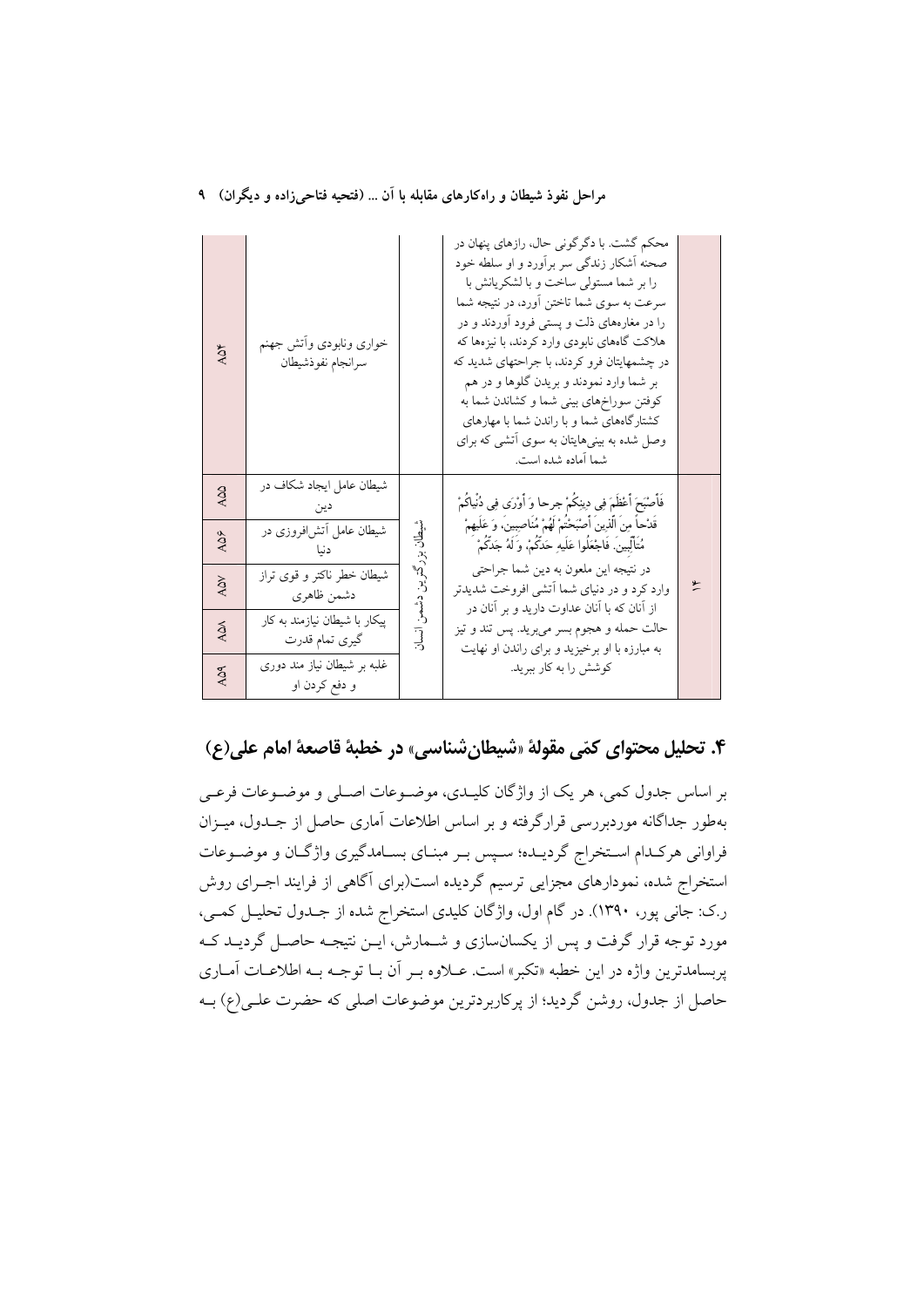| | | | | |
|---|---|---|---|---|
| | محکم گشت. با دگرگونی حال، رازهای پنهان در صحنه آشکار زندگی سر برآورد و او سلطه خود را بر شما مستولی ساخت و با لشکریانش با سرعت به سوی شما تاختن آورد، در نتیجه شما را در مغاره‌های ذلت و پستی فرود آوردند و در هلاکت گاه‌های نابودی وارد کردند، با نیزه‌ها که در چشمهایتان فرو کردند، با جراحتهای شدید که بر شما وارد نمودند و بریدن گلوها و در هم کوفتن سوراخ‌های بینی شما و کشاندن شما به کشتارگاه‌های شما و با راندن شما با مهارهای وصل شده به بینی‌هایتان به سوی آتشی که برای شما آماده شده است. | | خواری ونابودی وآتش جهنم سرانجام نفوذشیطان | ۸۵۴ |
| ۴ | فَأَصْبَحَ أَعْظَمَ فِي دِينِكُمْ جرحا وَ أَوْرَى فِي دُنْيَاكُمْ قَدْحاً مِنَ الَّذِينَ أَصْبَحْتُمْ لَهُمْ مُنَاصِبِينَ، وَ عَلَيْهِمْ مُتَأَلِّبِينَ. فَاجْعَلُوا عَلَيْهِ حَدَّكُمْ، وَ لَهُ جِدَّكُمْ<br>در نتیجه این ملعون به دین شما جراحتی وارد کرد و در دنیای شما آتشی افروخت شدیدتر از آنان که با آنان عداوت دارید و بر آنان در حالت حمله و هجوم بسر می‌برید. پس تند و تیز به مبارزه با او برخیزید و برای راندن او نهایت کوشش را به کار ببرید. | شیطان بزرگترین دشمن انسان | شیطان عامل ایجاد شکاف در دین | ۸۵۵ |
| | | | شیطان عامل آتش‌افروزی در دنیا | ۸۵۶ |
| | | | شیطان خطر ناکتر و قوی تراز دشمن ظاهری | ۸۵۷ |
| | | | پیکار با شیطان نیازمند به کار گیری تمام قدرت | ۸۵۸ |
| | | | غلبه بر شیطان نیاز مند دوری و دفع کردن او | ۸۵۹ |

## ۴. تحلیل محتوای کمّی مقولهٔ «شیطان‌شناسی» در خطبهٔ قاصعهٔ امام علی(ع)

بر اساس جدول کمی، هر یک از واژگان کلیدی، موضوعات اصلی و موضوعات فرعی به‌طور جداگانه موردبررسی قرارگرفته و بر اساس اطلاعات آماری حاصل از جدول، میزان فراوانی هرکدام استخراج گردیده؛ سپس بر مبنای بسامدگیری واژگان و موضوعات استخراج شده، نمودارهای مجزایی ترسیم گردیده است(برای آگاهی از فرایند اجرای روش ر.ک: جانی پور، ۱۳۹۰). در گام اول، واژگان کلیدی استخراج شده از جدول تحلیل کمی، مورد توجه قرار گرفت و پس از یکسان‌سازی و شمارش، این نتیجه حاصل گردید که پربسامدترین واژه در این خطبه «تکبر» است. علاوه بر آن با توجه به اطلاعات آماری حاصل از جدول، روشن گردید؛ از پرکاربردترین موضوعات اصلی که حضرت علی(ع) به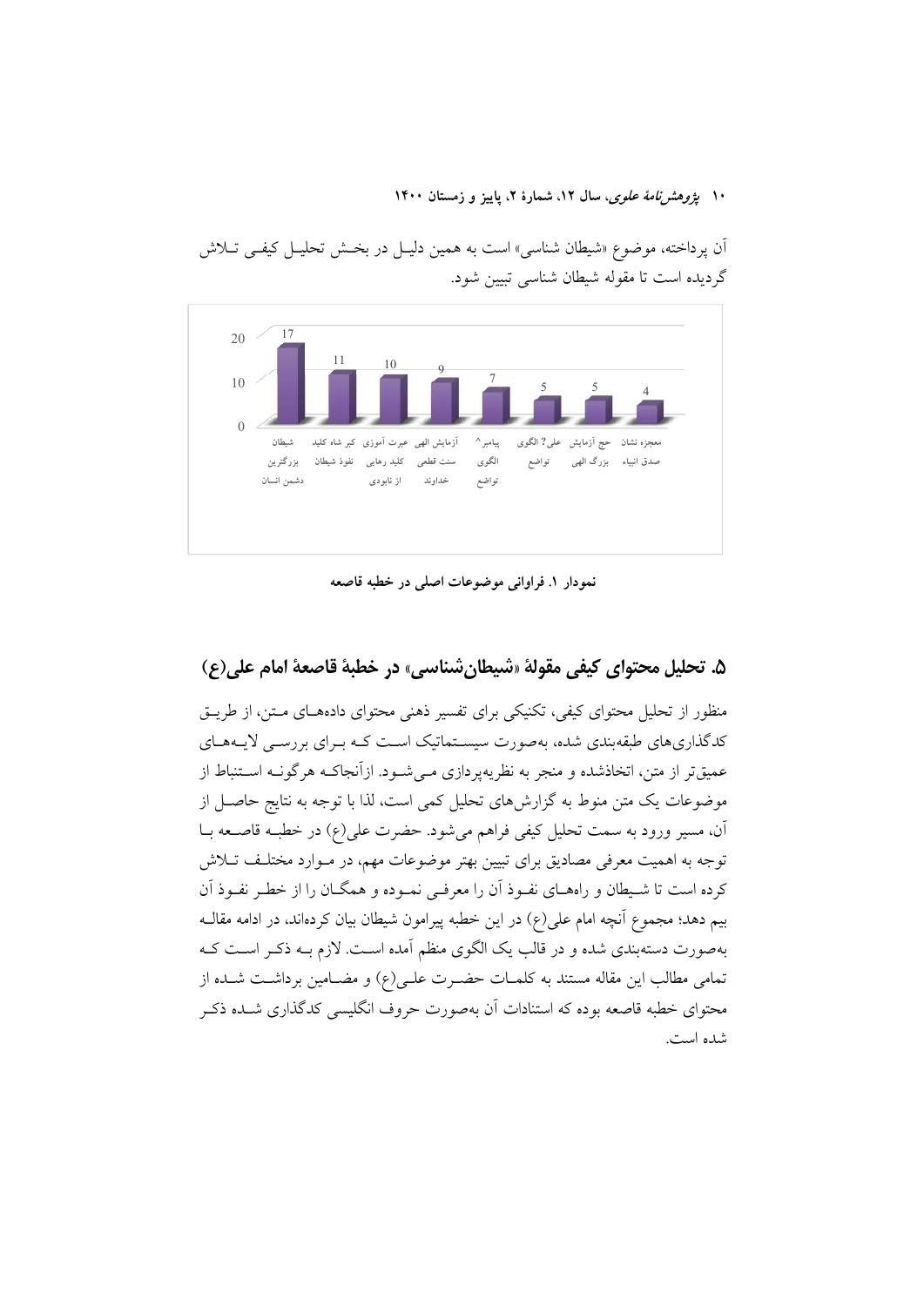آن پرداخته، موضوع «شیطان شناسی» است به همین دلیل در بخش تحلیل کیفی تلاش گردیده است تا مقوله شیطان شناسی تبیین شود.

| موضوع | فراوانی |
|---|---|
| شیطان بزرگترین دشمن انسان | 17 |
| کبر شاه کلید نفوذ شیطان | 11 |
| عبرت آموزی کلید رهایی از نابودی | 10 |
| آزمایش الهی سنت قطعی خداوند | 9 |
| پیامبر^ الگوی تواضع | 7 |
| علی؟ الگوی تواضع | 5 |
| حج آزمایش بزرگ الهی | 5 |
| معجزه نشان صدق انبیاء | 4 |

**نمودار ۱. فراوانی موضوعات اصلی در خطبه قاصعه**

## ۵. تحلیل محتوای کیفی مقولهٔ «شیطان‌شناسی» در خطبهٔ قاصعهٔ امام علی(ع)

منظور از تحلیل محتوای کیفی، تکنیکی برای تفسیر ذهنی محتوای داده‌های متن، از طریق کدگذاری‌های طبقه‌بندی شده، به‌صورت سیستماتیک است که برای بررسی لایه‌های عمیق‌تر از متن، اتخاذشده و منجر به نظریه‌پردازی می‌شود. ازآنجاکه هرگونه استنباط از موضوعات یک متن منوط به گزارش‌های تحلیل کمی است، لذا با توجه به نتایج حاصل از آن، مسیر ورود به سمت تحلیل کیفی فراهم می‌شود. حضرت علی(ع) در خطبه قاصعه با توجه به اهمیت معرفی مصادیق برای تبیین بهتر موضوعات مهم، در موارد مختلف تلاش کرده است تا شیطان و راه‌های نفوذ آن را معرفی نموده و همگان را از خطر نفوذ آن بیم دهد؛ مجموع آنچه امام علی(ع) در این خطبه پیرامون شیطان بیان کرده‌اند، در ادامه مقاله به‌صورت دسته‌بندی شده و در قالب یک الگوی منظم آمده است. لازم به ذکر است که تمامی مطالب این مقاله مستند به کلمات حضرت علی(ع) و مضامین برداشت شده از محتوای خطبه قاصعه بوده که استنادات آن به‌صورت حروف انگلیسی کدگذاری شده ذکر شده است.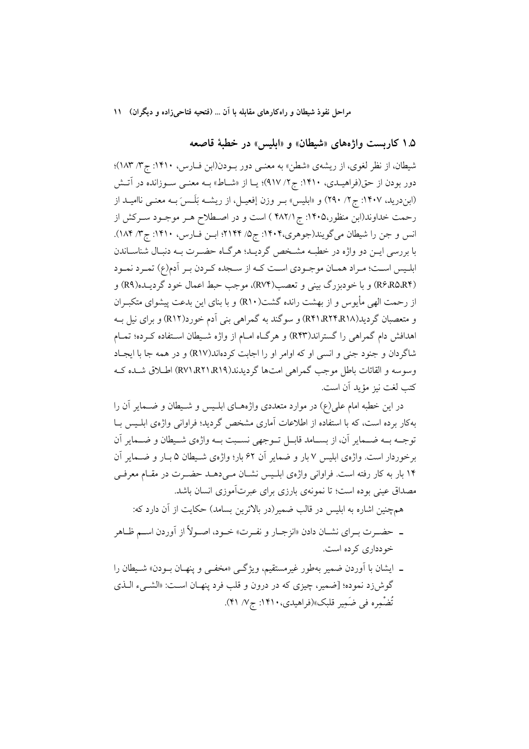## ۱.۵ کاربست واژه‌های «شیطان» و «ابلیس» در خطبهٔ قاصعه

شیطان، از نظر لغوی، از ریشه‌ی «شطن» به معنـی دور بـودن(ابن فـارس، ۱۴۱۰: ج۳/ ۱۸۳)؛ دور بودن از حق(فراهیـدی، ۱۴۱۰: ج۲/ ۹۱۷)؛ یـا از «شـاط» بـه معنـی سـوزانده در آتـش (ابن‌درید، ۱۴۰۷: ج۲/ ۲۹۰) و «ابلیس» بـر وزن إفعیـل، از ریشـه بَلَـسَ بـه معنـی ناامیـد از رحمت خداوند(ابن منظور،۱۴۰۵: ج۱/۴۸۲ ) است و در اصـطلاح هـر موجـود سـرکش از انس و جن را شیطان می‌گویند(جوهری،۱۴۰۴: ج۵/ ۲۱۴۴؛ ابـن فـارس، ۱۴۱۰: ج۳/ ۱۸۴). با بررسی ایـن دو واژه در خطبـه مشـخص گردیـد؛ هرگـاه حضـرت بـه دنبـال شناسـاندن ابلـیس اسـت؛ مـراد همـان موجـودی اسـت کـه از سـجده کـردن بـر آدم(ع) تمـرد نمـود (R۶،R۵،R۴) و با خودبزرگ بینی و تعصب(RV۴)، موجب حبط اعمال خود گردیـده(R۹) و از رحمت الهی مأیوس و از بهشت رانده گشت(R۱۰) و با بنای این بدعت پیشوای متکبـران و متعصبان گردید(R۴۱،R۲۴،R۱۸) و سوگند به گمراهی بنی آدم خورد(R۱۲) و برای نیل بـه اهدافش دام گمراهی را گستراند(R۴۳) و هرگـاه امـام از واژه شـیطان اسـتفاده کـرده؛ تمـام شاگردان و جنود جنی و انسی او که اوامر او را اجابت کرده‌اند(R۱۷) و در همه جا با ایجـاد وسوسه و القائات باطل موجب گمراهی امت‌ها گردیدند(RV۱،R۲۱،R۱۹) اطـلاق شـده کـه کتب لغت نیز مؤید آن است.

در این خطبه امام علی(ع) در موارد متعددی واژه‌هـای ابلـیس و شـیطان و ضـمایر آن را به‌کار برده است، که با استفاده از اطلاعات آماری مشخص گردید؛ فراوانی واژه‌ی ابلـیس بـا توجـه بـه ضـمایر آن، از بسـامد قابـل تـوجهی نسـبت بـه واژه‌ی شـیطان و ضـمایر آن برخوردار است. واژه‌ی ابلیس ۷ بار و ضمایر آن ۶۲ بار؛ واژه‌ی شـیطان ۵ بـار و ضـمایر آن ۱۴ بار به کار رفته است. فراوانی واژه‌ی ابلـیس نشـان مـی‌دهـد حضـرت در مقـام معرفـی مصداق عینی بوده است؛ تا نمونه‌ی بارزی برای عبرت‌آموزی انسان باشد.

همچنین اشاره به ابلیس در قالب ضمیر(در بالاترین بسامد) حکایت از آن دارد که:

- حضـرت بـرای نشـان دادن «انزجـار و نفـرت» خـود، اصـولاً از آوردن اسـم ظـاهر خودداری کرده است.
- ایشان با آوردن ضمیر به‌طور غیرمستقیم، ویژگـی «مخفـی و پنهـان بـودن» شـیطان را گوش‌زد نموده؛ [ضمیر، چیزی که در درون و قلب فرد پنهـان اسـت: «الشـیء الـذی تُضْمِره فی ضَمِیر قلبک»(فراهیدی،۱۴۱۰: ج۷/ ۴۱).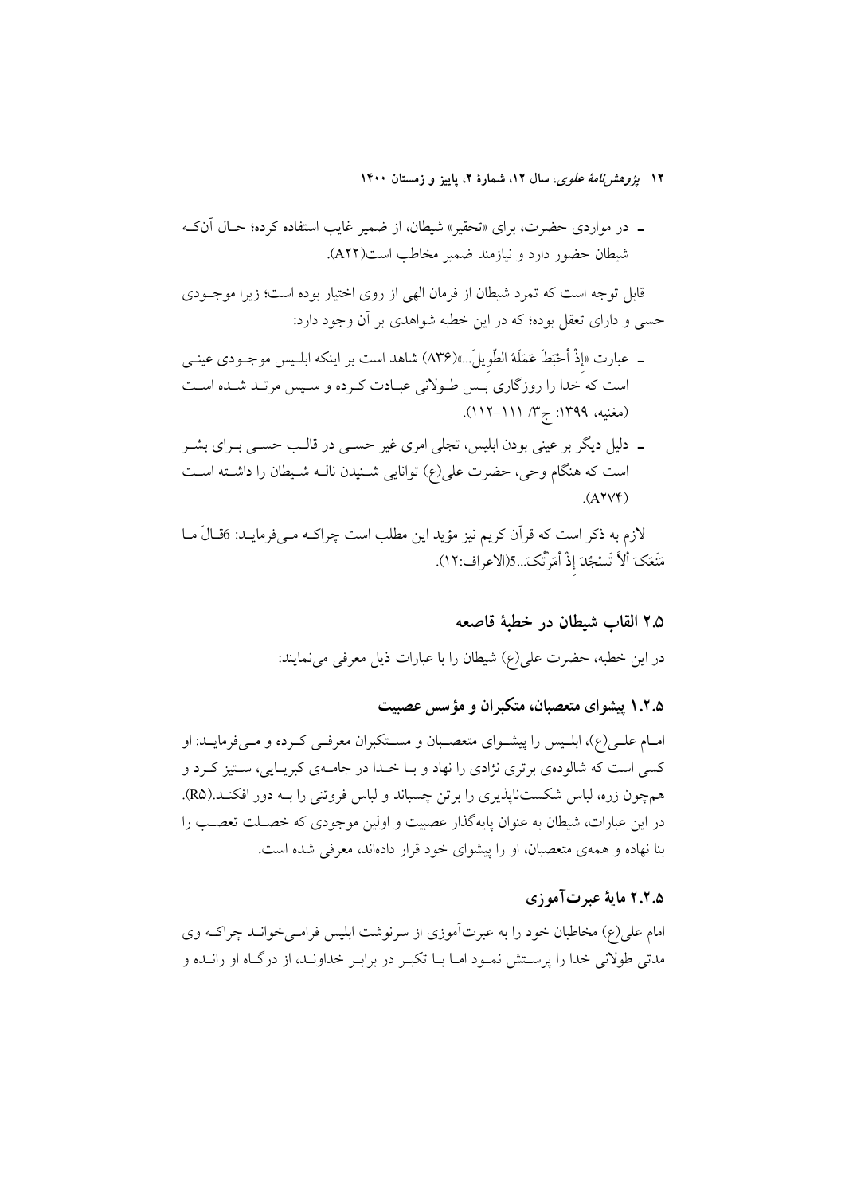- در مواردی حضرت، برای «تحقیر» شیطان، از ضمیر غایب استفاده کرده؛ حال آنکه شیطان حضور دارد و نیازمند ضمیر مخاطب است(A۲۲).

قابل توجه است که تمرد شیطان از فرمان الهی از روی اختیار بوده است؛ زیرا موجودی حسی و دارای تعقل بوده؛ که در این خطبه شواهدی بر آن وجود دارد:

- عبارت «إِذْ أَحْبَطَ عَمَلَهُ الطَّوِيلَ...»(A۳۶) شاهد است بر اینکه ابلیس موجودی عینی است که خدا را روزگاری بس طولانی عبادت کرده و سپس مرتد شده است (مغنیه، ۱۳۹۹: ج۳/ ۱۱۱-۱۱۲).
- دلیل دیگر بر عینی بودن ابلیس، تجلی امری غیر حسی در قالب حسی برای بشر است که هنگام وحی، حضرت علی(ع) توانایی شنیدن ناله شیطان را داشته است (A۲۷۴).

لازم به ذکر است که قرآن کریم نیز مؤید این مطلب است چراکه می‌فرماید: 6قالَ ما مَنَعَکَ أَلاَّ تَسْجُدَ إِذْ أَمَرْتُکَ...5(الاعراف:۱۲).

## ۲.۵ القاب شیطان در خطبهٔ قاصعه

در این خطبه، حضرت علی(ع) شیطان را با عبارات ذیل معرفی می‌نمایند:

### ۱.۲.۵ پیشوای متعصبان، متکبران و مؤسس عصبیت

امام علی(ع)، ابلیس را پیشوای متعصبان و مستکبران معرفی کرده و می‌فرماید: او کسی است که شالوده‌ی برتری نژادی را نهاد و با خدا در جامه‌ی کبریایی، ستیز کرد و همچون زره، لباس شکست‌ناپذیری را برتن چسباند و لباس فروتنی را به دور افکند.(R۵). در این عبارات، شیطان به عنوان پایه‌گذار عصبیت و اولین موجودی که خصلت تعصب را بنا نهاده و همه‌ی متعصبان، او را پیشوای خود قرار داده‌اند، معرفی شده است.

### ۲.۲.۵ مایهٔ عبرت‌آموزی

امام علی(ع) مخاطبان خود را به عبرت‌آموزی از سرنوشت ابلیس فرامی‌خواند چراکه وی مدتی طولانی خدا را پرستش نمود اما با تکبر در برابر خداوند، از درگاه او رانده و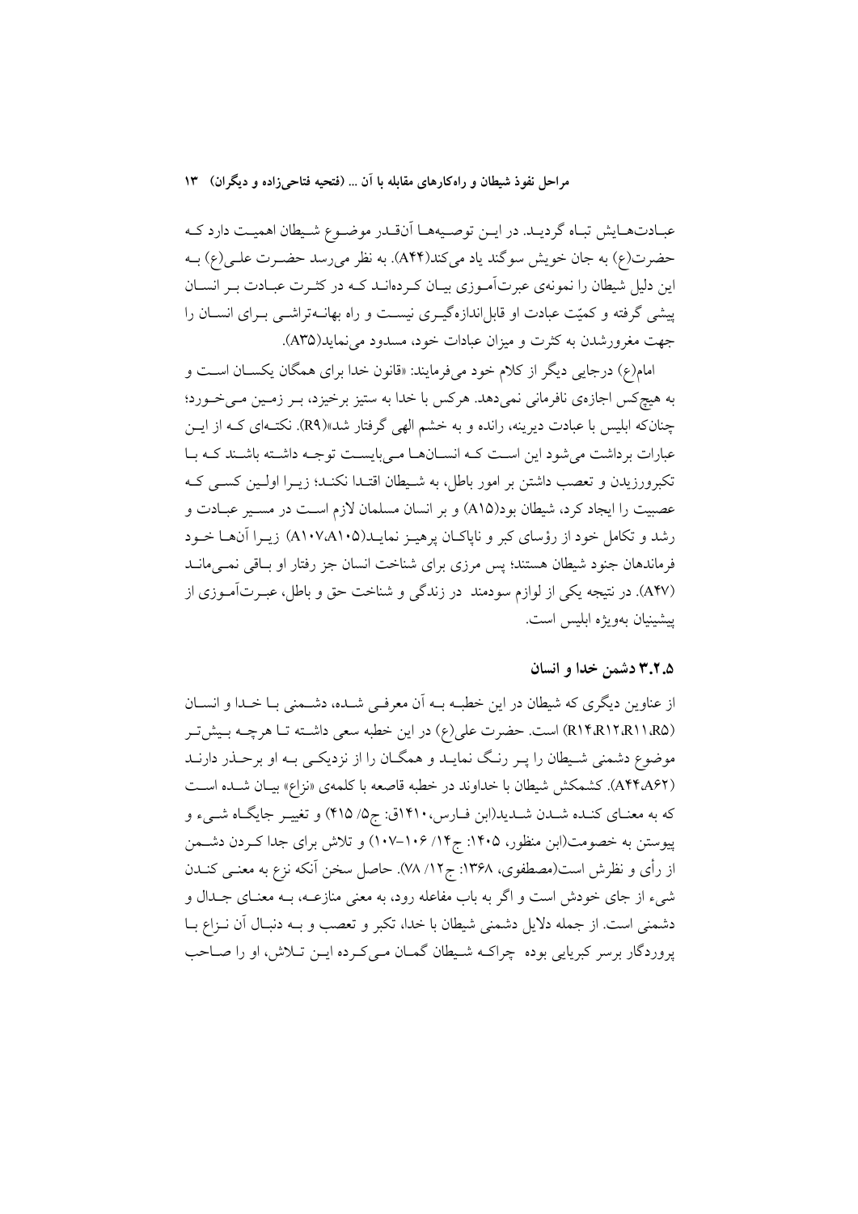عبـادت‌هـایش تبـاه گردیـد. در ایـن توصـیه‌هـا آن‌قـدر موضـوع شـیطان اهمیـت دارد کـه حضـرت(ع) به جان خویش سوگند یاد می‌کند(A۴۴). به نظر می‌رسد حضـرت علـی(ع) بـه این دلیل شیطان را نمونه‌ی عبرت‌آمـوزی بیـان کـرده‌انـد کـه در کثـرت عبـادت بـر انسـان پیشی گرفته و کمیّت عبادت او قابل‌اندازه‌گیـری نیسـت و راه بهانـه‌تراشـی بـرای انسـان را جهت مغرورشدن به کثرت و میزان عبادات خود، مسدود می‌نماید(A۳۵).

امام(ع) درجایی دیگر از کلام خود می‌فرمایند: «قانون خدا برای همگان یکسـان اسـت و به هیچ‌کس اجازه‌ی نافرمانی نمی‌دهد. هرکس با خدا به ستیز برخیزد، بـر زمـین مـی‌خـورد؛ چنان‌که ابلیس با عبادت دیرینه، رانده و به خشم الهی گرفتار شد»(R۹). نکتـه‌ای کـه از ایـن عبارات برداشت می‌شود این اسـت کـه انسـان‌هـا مـی‌بایسـت توجـه داشـته باشـند کـه بـا تکبرورزیدن و تعصب داشتن بر امور باطل، به شـیطان اقتـدا نکنـد؛ زیـرا اولـین کسـی کـه عصبیت را ایجاد کرد، شیطان بود(A۱۵) و بر انسان مسلمان لازم اسـت در مسـیر عبـادت و رشد و تکامل خود از رؤسای کبر و ناپاکـان پرهیـز نمایـد(A۱۰۵،A۱۰۷) زیـرا آن‌هـا خـود فرماندهان جنود شیطان هستند؛ پس مرزی برای شناخت انسان جز رفتار او بـاقی نمـی‌مانـد (A۴۷). در نتیجه یکی از لوازم سودمند در زندگی و شناخت حق و باطل، عبـرت‌آمـوزی از پیشینیان به‌ویژه ابلیس است.

### ۳.۲.۵ دشمن خدا و انسان

از عناوین دیگری که شیطان در این خطبـه بـه آن معرفـی شـده، دشـمنی بـا خـدا و انسـان (R۵،R۱۱،R۱۲،R۱۴) است. حضرت علی(ع) در این خطبه سعی داشـته تـا هرچـه بـیش‌تـر موضوع دشمنی شـیطان را پـر رنـگ نمایـد و همگـان را از نزدیکـی بـه او برحـذر دارنـد (A۴۴،A۶۲). کشمکش شیطان با خداوند در خطبه قاصعه با کلمه‌ی «نزاع» بیـان شـده اسـت که به معنـای کنـده شـدن شـدید(ابن فـارس، ۱۴۱۰ق: ج۵/ ۴۱۵) و تغییـر جایگـاه شـیء و پیوستن به خصومت(ابن منظور، ۱۴۰۵: ج۱۴/ ۱۰۶–۱۰۷) و تلاش برای جدا کـردن دشـمن از رأی و نظرش است(مصطفوی، ۱۳۶۸: ج۱۲/ ۷۸). حاصل سخن آنکه نزع به معنـی کنـدن شیء از جای خودش است و اگر به باب مفاعله رود، به معنی منازعـه، بـه معنـای جـدال و دشمنی است. از جمله دلایل دشمنی شیطان با خدا، تکبر و تعصب و بـه دنبـال آن نـزاع بـا پروردگار برسر کبریایی بوده چراکـه شـیطان گمـان مـی‌کـرده ایـن تـلاش، او را صـاحب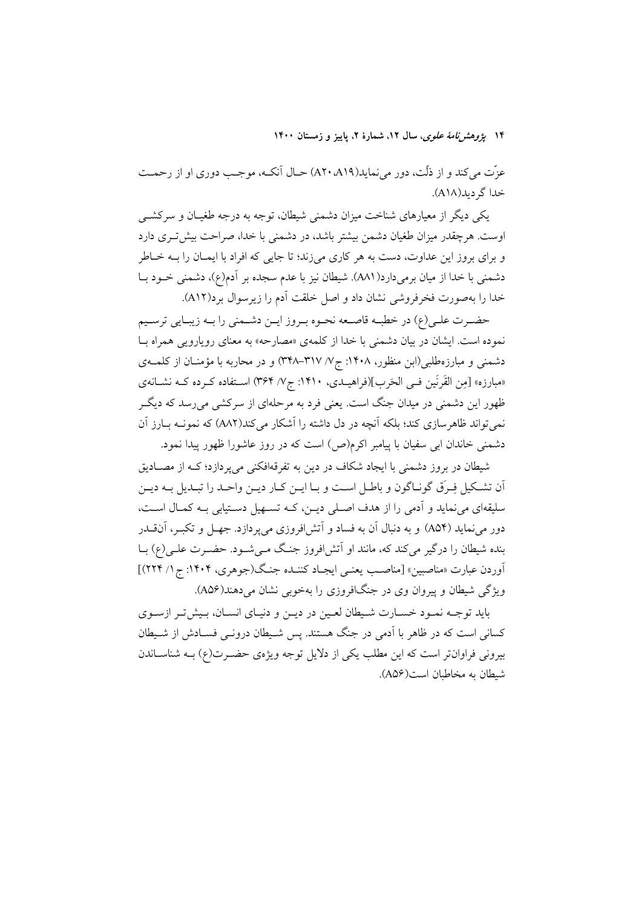عزّت می‌کند و از ذلّت، دور می‌نماید(A۱۹،A۲۰) حـال آنکـه، موجـب دوری او از رحمـت خدا گردید(A۱۸).

یکی دیگر از معیارهای شناخت میزان دشمنی شیطان، توجه به درجه طغیـان و سرکشـی اوست. هرچقدر میزان طغیان دشمن بیشتر باشد، در دشمنی با خدا، صراحت بیش‌تـری دارد و برای بروز این عداوت، دست به هر کاری می‌زند؛ تا جایی که افراد با ایمـان را بـه خـاطر دشمنی با خدا از میان برمی‌دارد(A۸۱). شیطان نیز با عدم سجده بر آدم(ع)، دشمنی خـود بـا خدا را به‌صورت فخرفروشی نشان داد و اصل خلقت آدم را زیرسوال برد(A۱۲).

حضـرت علـی(ع) در خطبـه قاصـعه نحـوه بـروز ایـن دشـمنی را بـه زیبـایی ترسـیم نموده است. ایشان در بیان دشمنی با خدا از کلمه‌ی «مصارحه» به معنای رویارویی همراه بـا دشمنی و مبارزه‌طلبی(ابن منظور، ۱۴۰۸: ج۷/ ۳۱۷–۳۴۸) و در محاربه با مؤمنـان از کلمـه‌ی «مبارزه» [مِن القَرنَین فـی الحَرب](فراهیـدی، ۱۴۱۰: ج۷/ ۳۶۴) اسـتفاده کـرده کـه نشـانه‌ی ظهور این دشمنی در میدان جنگ است. یعنی فرد به مرحله‌ای از سرکشی می‌رسد که دیگـر نمی‌تواند ظاهرسازی کند؛ بلکه آنچه در دل داشته را آشکار می‌کند(A۸۲) که نمونـه بـارز آن دشمنی خاندان ابی سفیان با پیامبر اکرم(ص) است که در روز عاشورا ظهور پیدا نمود.

شیطان در بروز دشمنی با ایجاد شکاف در دین به تفرقه‌افکنی می‌پردازد؛ کـه از مصـادیق آن تشـکیل فِـرَق گونـاگون و باطـل اسـت و بـا ایـن کـار دیـن واحـد را تبـدیل بـه دیـن سلیقه‌ای می‌نماید و آدمی را از هدف اصـلی دیـن، کـه تسـهیل دسـتیابی بـه کمـال اسـت، دور می‌نماید (A۵۴) و به دنبال آن به فساد و آتش‌افروزی می‌پردازد. جهـل و تکبـر، آنقـدر بنده شیطان را درگیر می‌کند که، مانند او آتش‌افروز جنـگ مـی‌شـود. حضـرت علـی(ع) بـا آوردن عبارت «مناصبین» [مناصـب یعنـی ایجـاد کننـده جنـگ(جوهری، ۱۴۰۴: ج۱/ ۲۲۴)] ویژگی شیطان و پیروان وی در جنگ‌افروزی را به‌خوبی نشان می‌دهند(A۵۶).

باید توجـه نمـود خسـارت شـیطان لعـین در دیـن و دنیـای انسـان، بـیش‌تـر ازسـوی کسانی است که در ظاهر با آدمی در جنگ هستند. پس شـیطان درونـی فسـادش از شـیطان بیرونی فراوان‌تر است که این مطلب یکی از دلایل توجه ویژه‌ی حضـرت(ع) بـه شناسـاندن شیطان به مخاطبان است(A۵۶).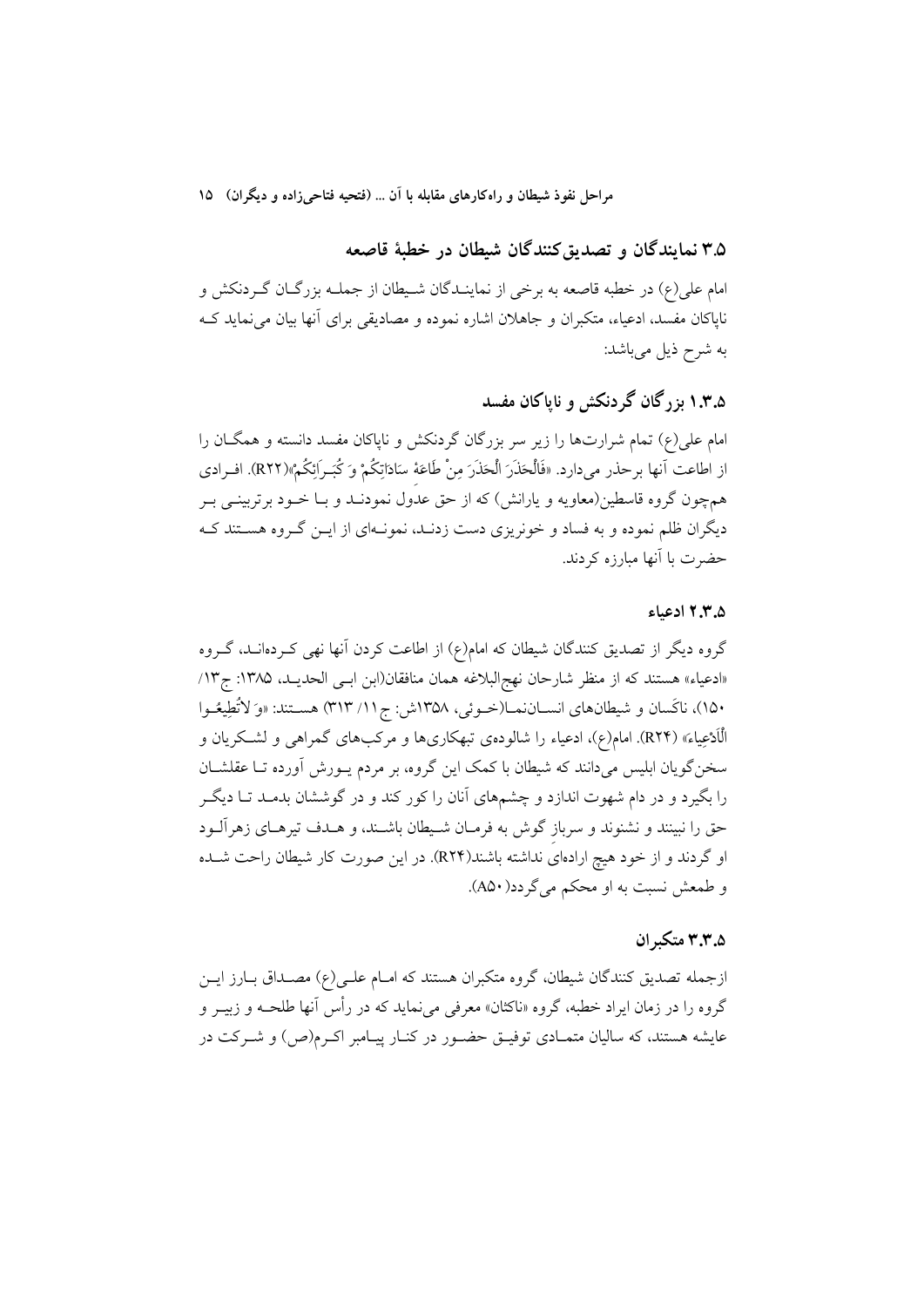## ۳.۵ نمایندگان و تصدیق‌کنندگان شیطان در خطبهٔ قاصعه

امام علی(ع) در خطبه قاصعه به برخی از نمایندگان شیطان از جمله بزرگان گردنکش و ناپاکان مفسد، ادعیاء، متکبران و جاهلان اشاره نموده و مصادیقی برای آنها بیان می‌نماید که به شرح ذیل می‌باشد:

### ۱.۳.۵ بزرگان گردنکش و ناپاکان مفسد

امام علی(ع) تمام شرارت‌ها را زیر سر بزرگان گردنکش و ناپاکان مفسد دانسته و همگان را از اطاعت آنها برحذر می‌دارد. «فَالْحَذَرَ الْحَذَرَ مِنْ طَاعَةِ سَادَاتِكُمْ وَ كُبَرَائِكُمْ»(R22). افرادی هم‌چون گروه قاسطین(معاویه و یارانش) که از حق عدول نمودند و با خود برتربینی بر دیگران ظلم نموده و به فساد و خونریزی دست زدند، نمونه‌ای از این گروه هستند که حضرت با آنها مبارزه کردند.

### ۲.۳.۵ ادعیاء

گروه دیگر از تصدیق کنندگان شیطان که امام(ع) از اطاعت کردن آنها نهی کرده‌اند، گروه «ادعیاء» هستند که از منظر شارحان نهج‌البلاغه همان منافقان(ابن ابی الحدید، ۱۳۸۵: ج۱۳/ ۱۵۰)، ناکَسان و شیطان‌های انسان‌نما(خوئی، ۱۳۵۸ش: ج۱۱/ ۳۱۳) هستند: «وَ لاَتُطِيعُوا الْأَدْعِيَاءَ» (R24). امام(ع)، ادعیاء را شالوده‌ی تبهکاری‌ها و مرکب‌های گمراهی و لشکریان و سخن‌گویان ابلیس می‌دانند که شیطان با کمک این گروه، بر مردم یورش آورده تا عقلشان را بگیرد و در دام شهوت اندازد و چشم‌های آنان را کور کند و در گوششان بدمد تا دیگر حق را نبینند و نشنوند و سرباز گوش به فرمان شیطان باشند، و هدف تیرهای زهرآلود او گردند و از خود هیچ اراده‌ای نداشته باشند(R24). در این صورت کار شیطان راحت شده و طمعش نسبت به او محکم می‌گردد(A50).

### ۳.۳.۵ متکبران

ازجمله تصدیق کنندگان شیطان، گروه متکبران هستند که امام علی(ع) مصداق بارز این گروه را در زمان ایراد خطبه، گروه «ناکثان» معرفی می‌نماید که در رأس آنها طلحه و زبیر و عایشه هستند، که سالیان متمادی توفیق حضور در کنار پیامبر اکرم(ص) و شرکت در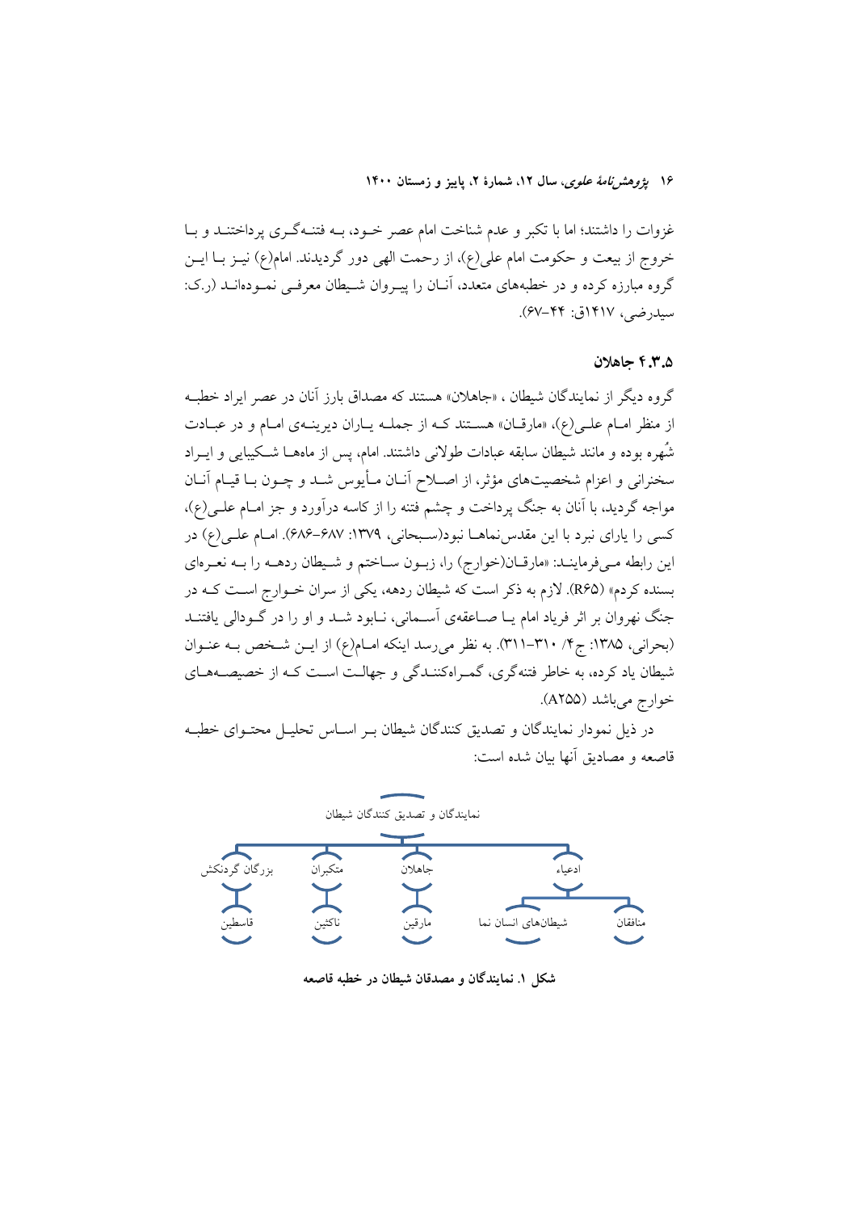غزوات را داشتند؛ اما با تکبر و عدم شناخت امام عصر خود، به فتنه‌گری پرداختند و با خروج از بیعت و حکومت امام علی(ع)، از رحمت الهی دور گردیدند. امام(ع) نیز با این گروه مبارزه کرده و در خطبه‌های متعدد، آنان را پیروان شیطان معرفی نموده‌اند (ر.ک: سیدرضی، ۱۴۱۷ق: ۴۴-۶۷).

### ۴.۳.۵ جاهلان

گروه دیگر از نمایندگان شیطان ، «جاهلان» هستند که مصداق بارز آنان در عصر ایراد خطبه از منظر امام علی(ع)، «مارقان» هستند که از جمله یاران دیرینه‌ی امام و در عبادت شُهره بوده و مانند شیطان سابقه عبادات طولانی داشتند. امام، پس از ماهها شکیبایی و ایراد سخنرانی و اعزام شخصیت‌های مؤثر، از اصلاح آنان مأیوس شد و چون با قیام آنان مواجه گردید، با آنان به جنگ پرداخت و چشم فتنه را از کاسه درآورد و جز امام علی(ع)، کسی را یارای نبرد با این مقدس‌نماها نبود(سبحانی، ۱۳۷۹: ۶۸۷-۶۸۶). امام علی(ع) در این رابطه می‌فرمایند: «مارقان(خوارج) را، زبون ساختم و شیطان ردهه را به نعره‌ای بسنده کردم» (R۶۵). لازم به ذکر است که شیطان ردهه، یکی از سران خوارج است که در جنگ نهروان بر اثر فریاد امام یا صاعقه‌ی آسمانی، نابود شد و او را در گودالی یافتند (بحرانی، ۱۳۸۵: ج۴/ ۳۱۰-۳۱۱). به نظر می‌رسد اینکه امام(ع) از این شخص به عنوان شیطان یاد کرده، به خاطر فتنه‌گری، گمراه‌کنندگی و جهالت است که از خصیصه‌های خوارج می‌باشد (A۲۵۵).

در ذیل نمودار نمایندگان و تصدیق کنندگان شیطان بر اساس تحلیل محتوای خطبه قاصعه و مصادیق آنها بیان شده است:

- نمایندگان و تصدیق کنندگان شیطان
  - ادعیاء
    - منافقان
    - شیطان‌های انسان نما
  - جاهلان
    - مارقین
  - متکبران
    - ناکثین
  - بزرگان گردنکش
    - قاسطین

**شکل ۱. نمایندگان و مصدقان شیطان در خطبه قاصعه**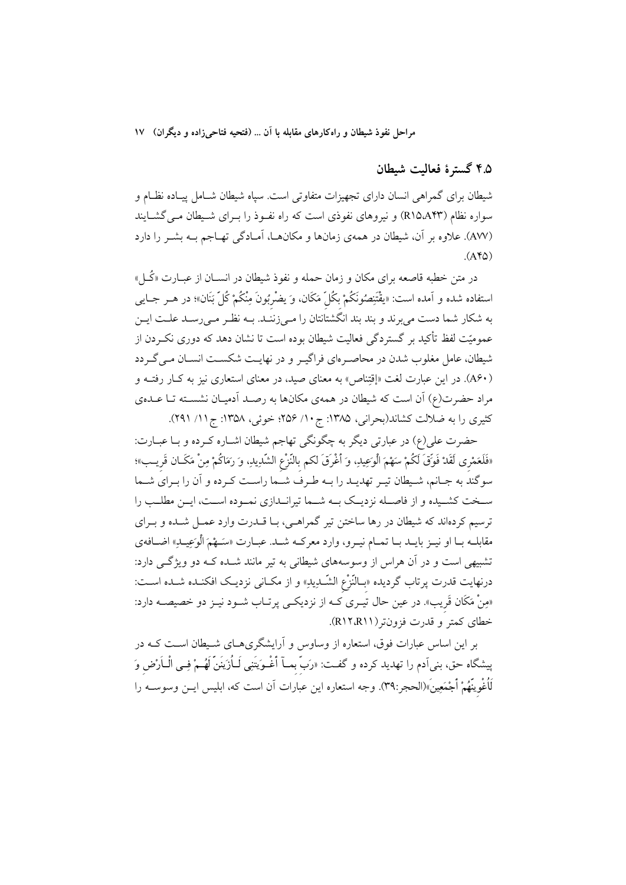## ۴.۵ گسترهٔ فعالیت شیطان

شیطان برای گمراهی انسان دارای تجهیزات متفاوتی است. سپاه شیطان شامل پیاده نظام و سواره نظام (R۱۵،A۴۳) و نیروهای نفوذی است که راه نفوذ را برای شیطان می‌گشایند (A۷۷). علاوه بر آن، شیطان در همه‌ی زمان‌ها و مکان‌ها، آمادگی تهاجم به بشر را دارد (A۴۵).

در متن خطبه قاصعه برای مکان و زمان حمله و نفوذ شیطان در انسان از عبارت «کُل» استفاده شده و آمده است: «یقْتَنِصُونَکُمْ بِکُلِّ مَکَان، وَ یضْرِبُونَ مِنْکُمْ کُلَّ بَنَان»؛ در هر جایی به شکار شما دست می‌برند و بند بند انگشتانتان را می‌زنند. به نظر می‌رسد علت این عمومیّت لفظ تأکید بر گستردگی فعالیت شیطان بوده است تا نشان دهد که دوری نکردن از شیطان، عامل مغلوب شدن در محاصره‌ای فراگیر و در نهایت شکست انسان می‌گردد (A۶۰). در این عبارت لغت «اِقتِناص» به معنای صید، در معنای استعاری نیز به کار رفته و مراد حضرت(ع) آن است که شیطان در همه‌ی مکان‌ها به رصد آدمیان نشسته تا عده‌ی کثیری را به ضلالت کشاند(بحرانی، ۱۳۸۵: ج ۱۰/ ۲۵۶؛ خوئی، ۱۳۵۸: ج ۱۱/ ۲۹۱).

حضرت علی(ع) در عبارتی دیگر به چگونگی تهاجم شیطان اشاره کرده و با عبارت: «فَلَعَمْرِی لَقَدْ فَوَّقَ لَکُمْ سَهْمَ الْوَعِیدِ، وَ أَغْرَقَ لکم بِالنَّزْعِ الشَّدِیدِ، وَ رَمَاکُمْ مِنْ مَکَان قَرِیب»؛ سوگند به جانم، شیطان تیر تهدید را به طرف شما راست کرده و آن را برای شما سخت کشیده و از فاصله نزدیک به شما تیراندازی نموده است، این مطلب را ترسیم کرده‌اند که شیطان در رها ساختن تیر گمراهی، با قدرت وارد عمل شده و برای مقابله با او نیز باید با تمام نیرو، وارد معرکه شد. عبارت «سَهْمَ الْوَعِیدِ» اضافه‌ی تشبیهی است و در آن هراس از وسوسه‌های شیطانی به تیر مانند شده که دو ویژگی دارد: درنهایت قدرت پرتاب گردیده «بِالنَّزْعِ الشَّدِیدِ» و از مکانی نزدیک افکنده شده است: «مِنْ مَکَان قَرِیب». در عین حال تیری که از نزدیکی پرتاب شود نیز دو خصیصه دارد: خطای کمتر و قدرت فزونتر(R۱۲،R۱۱).

بر این اساس عبارات فوق، استعاره از وساوس و آرایشگری‌های شیطان است که در پیشگاه حق، بنی‌آدم را تهدید کرده و گفت: «رَبِّ بِمآ أَغْوَیتَنِی لَأُزَینَنَّ لَهُمْ فِی الْأَرْضِ وَ لَأُغْوِینَّهُمْ أَجْمَعِینَ»(الحجر:۳۹). وجه استعاره این عبارات آن است که، ابلیس این وسوسه را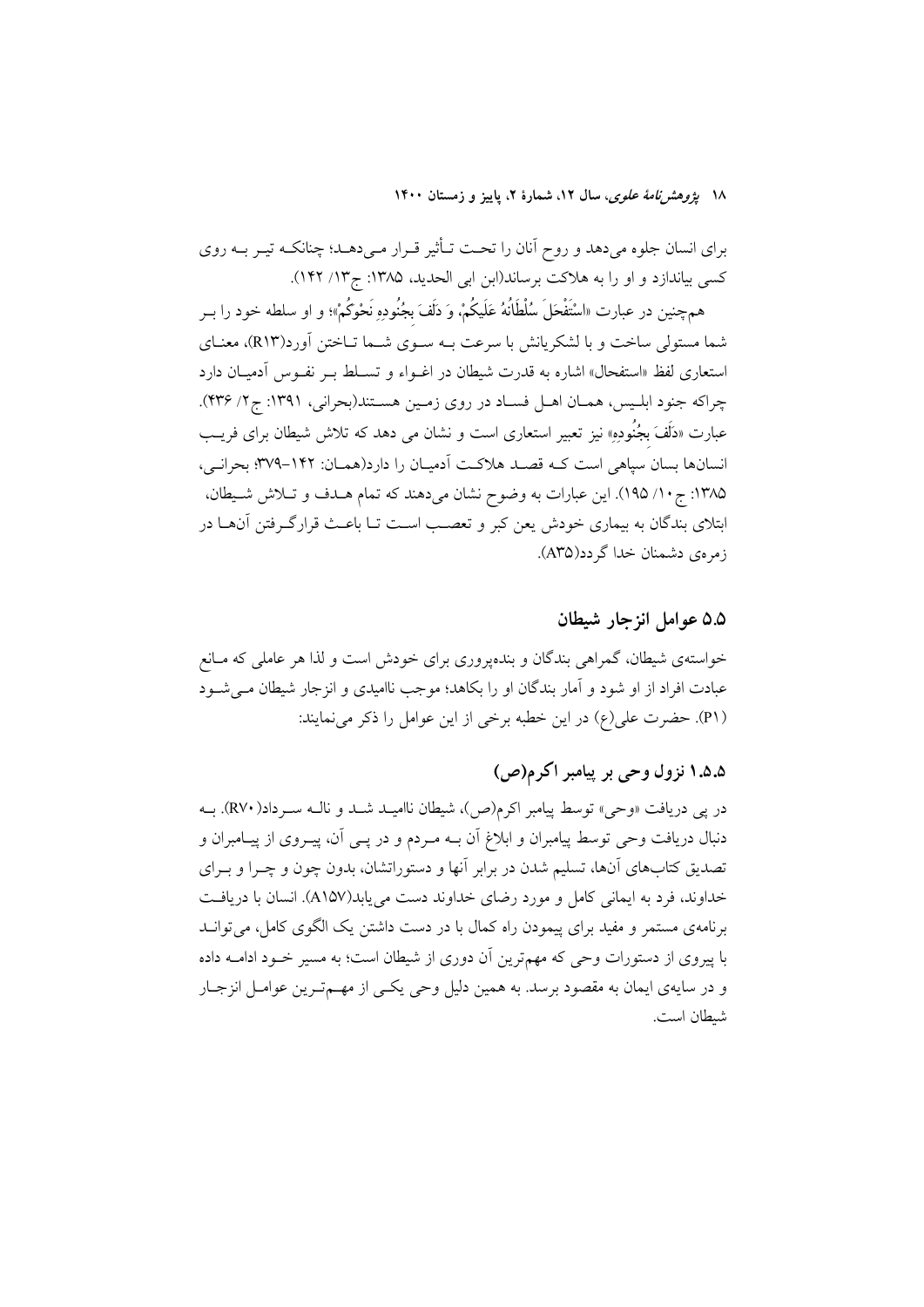برای انسان جلوه می‌دهد و روح آنان را تحت تأثیر قرار می‌دهد؛ چنانکه تیر به روی کسی بیاندازد و او را به هلاکت برساند(ابن ابی الحدید، ۱۳۸۵: ج۱۳/ ۱۴۲).

هم‌چنین در عبارت «اسْتَفْحَلَ سُلْطَانُهُ عَلَيكُمْ، وَ دَلَفَ بِجُنُودِهِ نَحْوَكُمْ»؛ و او سلطه خود را بر شما مستولی ساخت و با لشکریانش با سرعت به سوی شما تاختن آورد(R۱۳)، معنای استعاری لفظ «استفحال» اشاره به قدرت شیطان در اغواء و تسلط بر نفوس آدمیان دارد چراکه جنود ابلیس، همان اهل فساد در روی زمین هستند(بحرانی، ۱۳۹۱: ج۲/ ۴۳۶). عبارت «دَلَفَ بِجُنُودِهِ» نیز تعبیر استعاری است و نشان می دهد که تلاش شیطان برای فریب انسان‌ها بسان سپاهی است که قصد هلاکت آدمیان را دارد(همان: ۱۴۲–۳۷۹؛ بحرانی، ۱۳۸۵: ج۱۰/ ۱۹۵). این عبارات به وضوح نشان می‌دهند که تمام هدف و تلاش شیطان، ابتلای بندگان به بیماری خودش یعن کبر و تعصب است تا باعث قرارگرفتن آنها در زمره‌ی دشمنان خدا گردد(A۳۵).

## ۵.۵ عوامل انزجار شیطان

خواسته‌ی شیطان، گمراهی بندگان و بنده‌پروری برای خودش است و لذا هر عاملی که مانع عبادت افراد از او شود و آمار بندگان او را بکاهد؛ موجب ناامیدی و انزجار شیطان می‌شود (P۱). حضرت علی(ع) در این خطبه برخی از این عوامل را ذکر می‌نمایند:

### ۱.۵.۵ نزول وحی بر پیامبر اکرم(ص)

در پی دریافت «وحی» توسط پیامبر اکرم(ص)، شیطان ناامید شد و ناله سرداد(R۷۰). به دنبال دریافت وحی توسط پیامبران و ابلاغ آن به مردم و در پی آن، پیروی از پیامبران و تصدیق کتاب‌های آن‌ها، تسلیم شدن در برابر آنها و دستوراتشان، بدون چون و چرا و برای خداوند، فرد به ایمانی کامل و مورد رضای خداوند دست می‌یابد(A۱۵۷). انسان با دریافت برنامه‌ی مستمر و مفید برای پیمودن راه کمال با در دست داشتن یک الگوی کامل، می‌تواند با پیروی از دستورات وحی که مهم‌ترین آن دوری از شیطان است؛ به مسیر خود ادامه داده و در سایه‌ی ایمان به مقصود برسد. به همین دلیل وحی یکی از مهم‌ترین عوامل انزجار شیطان است.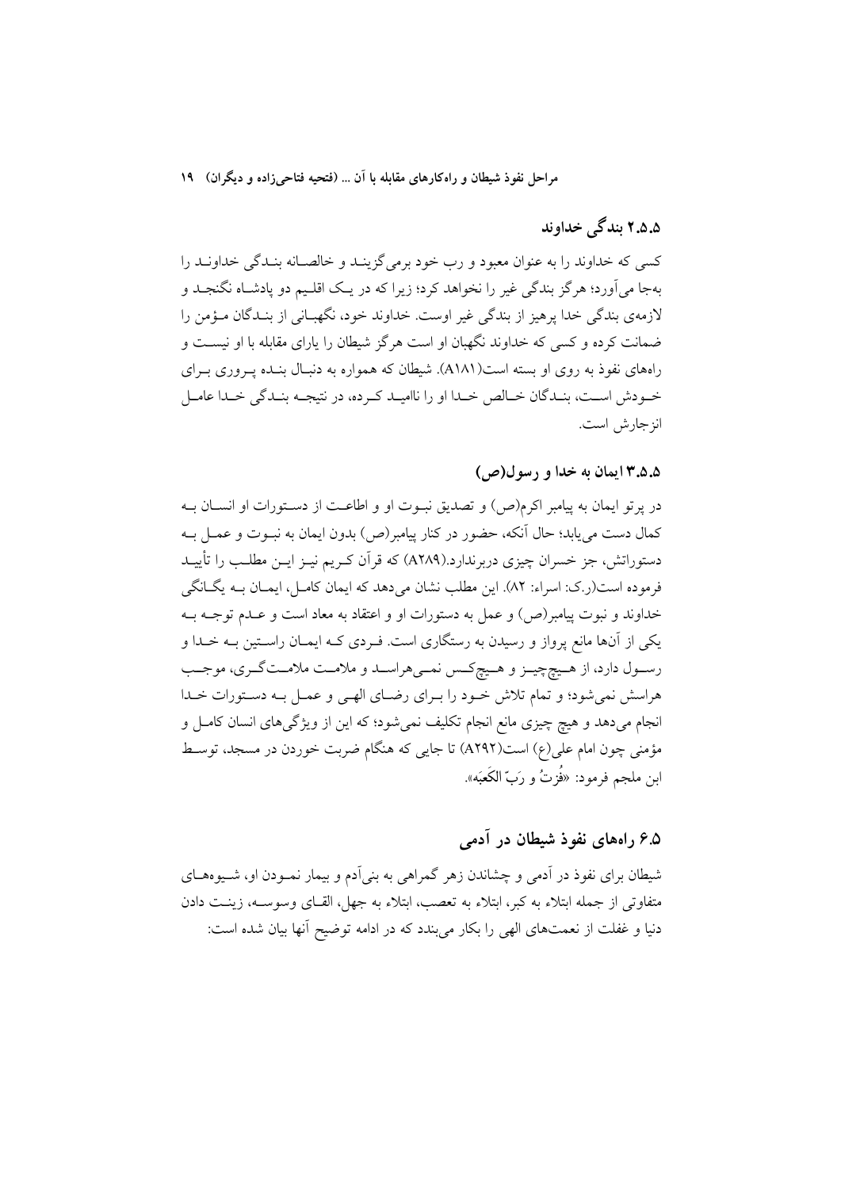### ۲.۵.۵ بندگی خداوند

کسی که خداوند را به عنوان معبود و رب خود برمی‌گزیند و خالصانه بندگی خداوند را به‌جا می‌آورد؛ هرگز بندگی غیر را نخواهد کرد؛ زیرا که در یک اقلیم دو پادشاه نگنجد و لازمه‌ی بندگی خدا پرهیز از بندگی غیر اوست. خداوند خود، نگهبانی از بندگان مؤمن را ضمانت کرده و کسی که خداوند نگهبان او است هرگز شیطان را یارای مقابله با او نیست و راه‌های نفوذ به روی او بسته است(A۱۸۱). شیطان که همواره به دنبال بنده پروری برای خودش است، بندگان خالص خدا او را ناامید کرده، در نتیجه بندگی خدا عامل انزجارش است.

### ۳.۵.۵ ایمان به خدا و رسول(ص)

در پرتو ایمان به پیامبر اکرم(ص) و تصدیق نبوت او و اطاعت از دستورات او انسان به کمال دست می‌یابد؛ حال آنکه، حضور در کنار پیامبر(ص) بدون ایمان به نبوت و عمل به دستوراتش، جز خسران چیزی دربرندارد.(A۲۸۹) که قرآن کریم نیز این مطلب را تأیید فرموده است(ر.ک: اسراء: ۸۲). این مطلب نشان می‌دهد که ایمان کامل، ایمان به یگانگی خداوند و نبوت پیامبر(ص) و عمل به دستورات او و اعتقاد به معاد است و عدم توجه به یکی از آن‌ها مانع پرواز و رسیدن به رستگاری است. فردی که ایمان راستین به خدا و رسول دارد، از هیچ‌چیز و هیچ‌کس نمی‌هراسد و ملامت ملامت‌گری، موجب هراسش نمی‌شود؛ و تمام تلاش خود را برای رضای الهی و عمل به دستورات خدا انجام می‌دهد و هیچ چیزی مانع انجام تکلیف نمی‌شود؛ که این از ویژگی‌های انسان کامل و مؤمنی چون امام علی(ع) است(A۲۹۲) تا جایی که هنگام ضربت خوردن در مسجد، توسط ابن ملجم فرمود: «فُزتُ و رَبِّ الکَعبَه».

## ۶.۵ راه‌های نفوذ شیطان در آدمی

شیطان برای نفوذ در آدمی و چشاندن زهر گمراهی به بنی‌آدم و بیمار نمودن او، شیوه‌های متفاوتی از جمله ابتلاء به کبر، ابتلاء به تعصب، ابتلاء به جهل، القای وسوسه، زینت دادن دنیا و غفلت از نعمت‌های الهی را بکار می‌بندد که در ادامه توضیح آنها بیان شده است: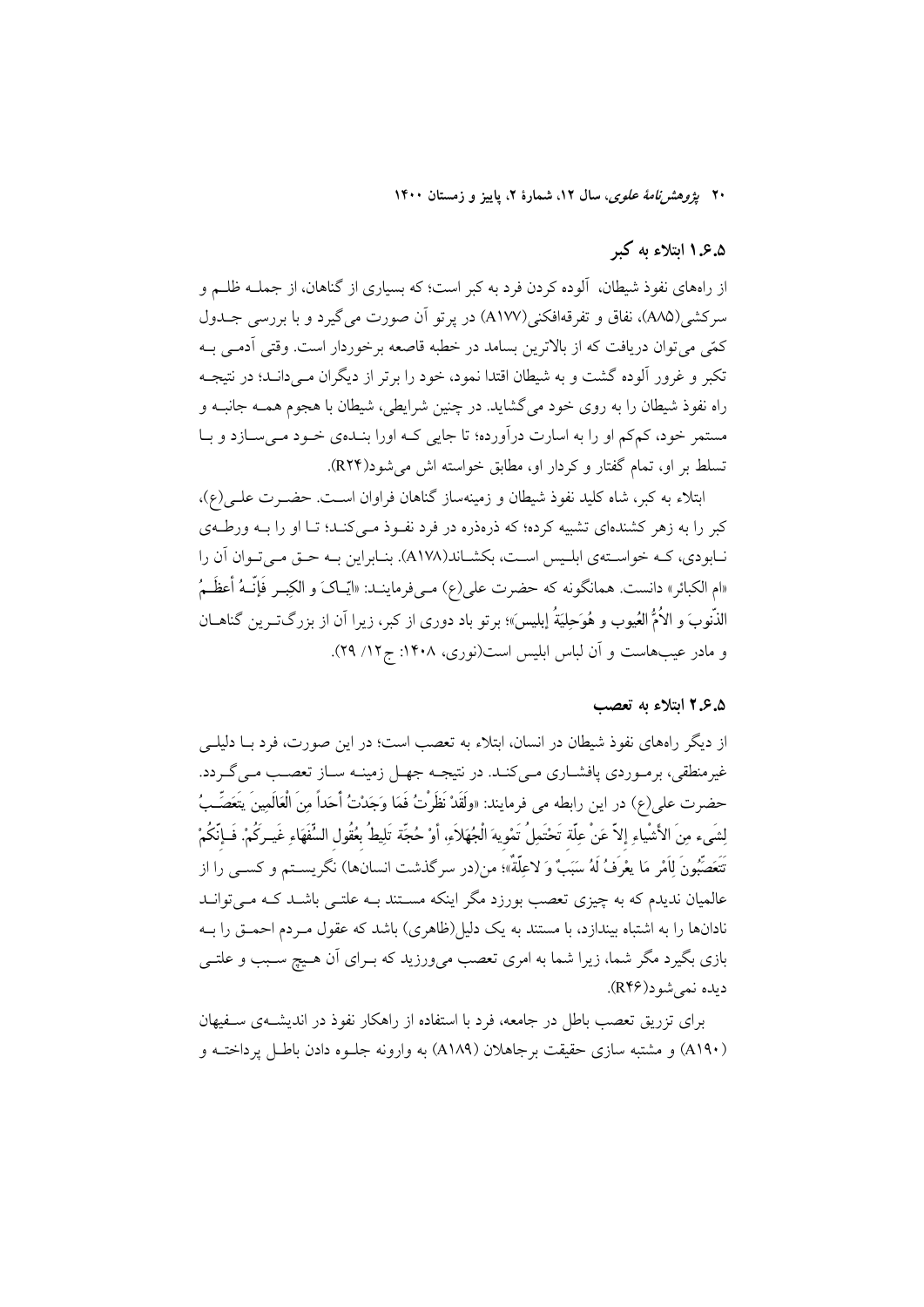### ۵.۶.۱ ابتلاء به کبر

از راه‌های نفوذ شیطان، آلوده کردن فرد به کبر است؛ که بسیاری از گناهان، از جملـه ظلـم و سرکشی(A85)، نفاق و تفرقه‌افکنی(A177) در پرتو آن صورت می‌گیرد و با بررسی جـدول کمّی می‌توان دریافت که از بالاترین بسامد در خطبه قاصعه برخوردار است. وقتی آدمـی بـه تکبر و غرور آلوده گشت و به شیطان اقتدا نمود، خود را برتر از دیگران مـی‌دانـد؛ در نتیجـه راه نفوذ شیطان را به روی خود می‌گشاید. در چنین شرایطی، شیطان با هجوم همـه جانبـه و مستمر خود، کم‌کم او را به اسارت درآورده؛ تا جایی کـه اورا بنـده‌ی خـود مـی‌سـازد و بـا تسلط بر او، تمام گفتار و کردار او، مطابق خواسته اش می‌شود(R24).

ابتلاء به کبر، شاه کلید نفوذ شیطان و زمینه‌ساز گناهان فراوان اسـت. حضـرت علـی(ع)، کبر را به زهر کشنده‌ای تشبیه کرده؛ که ذره‌ذره در فرد نفـوذ مـی‌کنـد؛ تـا او را بـه ورطـه‌ی نـابودی، کـه خواسـته‌ی ابلـیس اسـت، بکشـاند(A178). بنـابراین بـه حـق مـی‌تـوان آن را «ام الکبائر» دانست. همانگونه که حضرت علی(ع) مـی‌فرماینـد: «ايّـاکَ و الکِبـر فَإنّـهُ أعظَـمُ الذّنوبَ و الاُمُّ العُيوب و هُوَحِليَةُ إبليس»؛ برتو باد دوری از کبر، زیرا آن از بزرگ‌تـرین گناهـان و مادر عیب‌هاست و آن لباس ابلیس است(نوری، ۱۴۰۸: ج۱۲/ ۲۹).

### ۵.۶.۲ ابتلاء به تعصب

از دیگر راه‌های نفوذ شیطان در انسان، ابتلاء به تعصب است؛ در این صورت، فرد بـا دلیلـی غیرمنطقی، برمـوردی پافشـاری مـی‌کنـد. در نتیجـه جهـل زمینـه سـاز تعصـب مـی‌گـردد. حضرت علی(ع) در این رابطه می فرمایند: «وَلَقَدْ نَظَرْتُ فَمَا وَجَدْتُ أَحَداً مِنَ الْعَالَمِينَ يَتَعَصَّـبُ لِشَیء مِنَ الأَشْياءِ إِلاّ عَنْ عِلّة تَحْتَمِلُ تَمْويهَ الْجُهَلاَءِ، أَوْ حُجَّة تَلِيطُ بِعُقُول السُّفَهَاءِ غَيـرَكُمْ. فَـإِنَّكُمْ تَتَعَصَّبُونَ لِأَمْر مَا يعْرَفُ لَهُ سَبَبٌ وَ لاعِلّةٌ»؛ من(در سرگذشت انسان‌ها) نگریسـتم و کسـی را از عالمیان ندیدم که به چیزی تعصب بورزد مگر اینکه مسـتند بـه علتـی باشـد کـه مـی‌توانـد نادان‌ها را به اشتباه بیندازد، با مستند به یک دلیل(ظاهری) باشد که عقول مـردم احمـق را بـه بازی بگیرد مگر شما، زیرا شما به امری تعصب می‌ورزید که بـرای آن هـیچ سـبب و علتـی دیده نمی‌شود(R46).

برای تزریق تعصب باطل در جامعه، فرد با استفاده از راهکار نفوذ در اندیشـه‌ی سـفیهان (A190) و مشتبه سازی حقیقت برجاهلان (A189) به وارونه جلـوه دادن باطـل پرداختـه و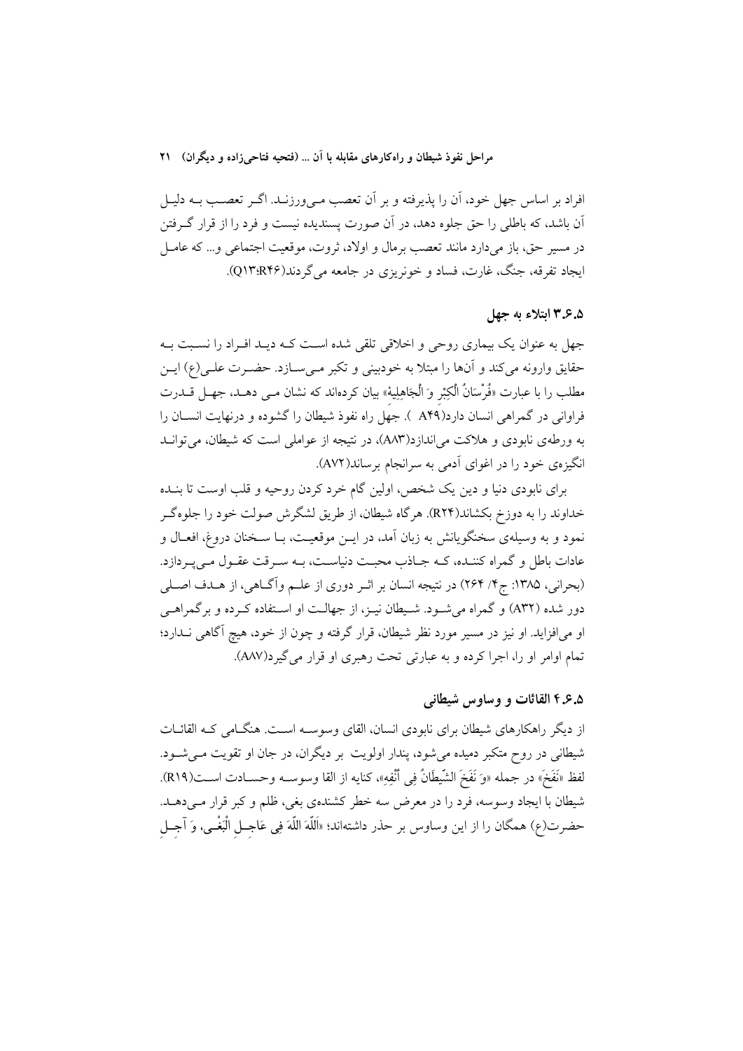افراد بر اساس جهل خود، آن را پذیرفته و بر آن تعصب می‌ورزند. اگر تعصب به دلیل آن باشد، که باطلی را حق جلوه دهد، در آن صورت پسندیده نیست و فرد را از قرار گرفتن در مسیر حق، باز می‌دارد مانند تعصب برمال و اولاد، ثروت، موقعیت اجتماعی و... که عامل ایجاد تفرقه، جنگ، غارت، فساد و خونریزی در جامعه می‌گردند(Q13؛R46).

### ۳.۶.۵ ابتلاء به جهل

جهل به عنوان یک بیماری روحی و اخلاقی تلقی شده است که دید افراد را نسبت به حقایق وارونه می‌کند و آن‌ها را مبتلا به خودبینی و تکبر می‌سازد. حضرت علی(ع) این مطلب را با عبارت «فُرْسَانُ الْكِبْرِ وَ الْجَاهِلِيةِ» بیان کرده‌اند که نشان می دهد، جهل قدرت فراوانی در گمراهی انسان دارد(A49 ). جهل راه نفوذ شیطان را گشوده و درنهایت انسان را به ورطه‌ی نابودی و هلاکت می‌اندازد(A83)، در نتیجه از عواملی است که شیطان، می‌تواند انگیزه‌ی خود را در اغوای آدمی به سرانجام برساند(A72).

برای نابودی دنیا و دین یک شخص، اولین گام خرد کردن روحیه و قلب اوست تا بنده خداوند را به دوزخ بکشاند(R24). هرگاه شیطان، از طریق لشگرش صولت خود را جلوه‌گر نمود و به وسیله‌ی سخنگویانش به زبان آمد، در این موقعیت، با سخنان دروغ، افعال و عادات باطل و گمراه کننده، که جاذب محبت دنیاست، به سرقت عقول می‌پردازد. (بحرانی، ۱۳۸۵: ج۴/ ۲۶۴) در نتیجه انسان بر اثر دوری از علم وآگاهی، از هدف اصلی دور شده (A32) و گمراه می‌شود. شیطان نیز، از جهالت او استفاده کرده و برگمراهی او می‌افزاید. او نیز در مسیر مورد نظر شیطان، قرار گرفته و چون از خود، هیچ آگاهی ندارد؛ تمام اوامر او را، اجرا کرده و به عبارتی تحت رهبری او قرار می‌گیرد(A87).

### ۴.۶.۵ القائات و وساوس شیطانی

از دیگر راهکارهای شیطان برای نابودی انسان، القای وسوسه است. هنگامی که القائات شیطانی در روح متکبر دمیده می‌شود، پندار اولویت بر دیگران، در جان او تقویت می‌شود. لفظ «نَفَخَ» در جمله «وَ نَفَخَ الشَّيطَانُ فِی أَنْفِهِ»، کنایه از القا وسوسه وحسادت است(R19). شیطان با ایجاد وسوسه، فرد را در معرض سه خطر کشنده‌ی بغی، ظلم و کبر قرار می‌دهد. حضرت(ع) همگان را از این وساوس بر حذر داشته‌اند؛ «اللّهَ اللّهَ فِی عَاجِلِ الْبَغْی، وَ آجِلِ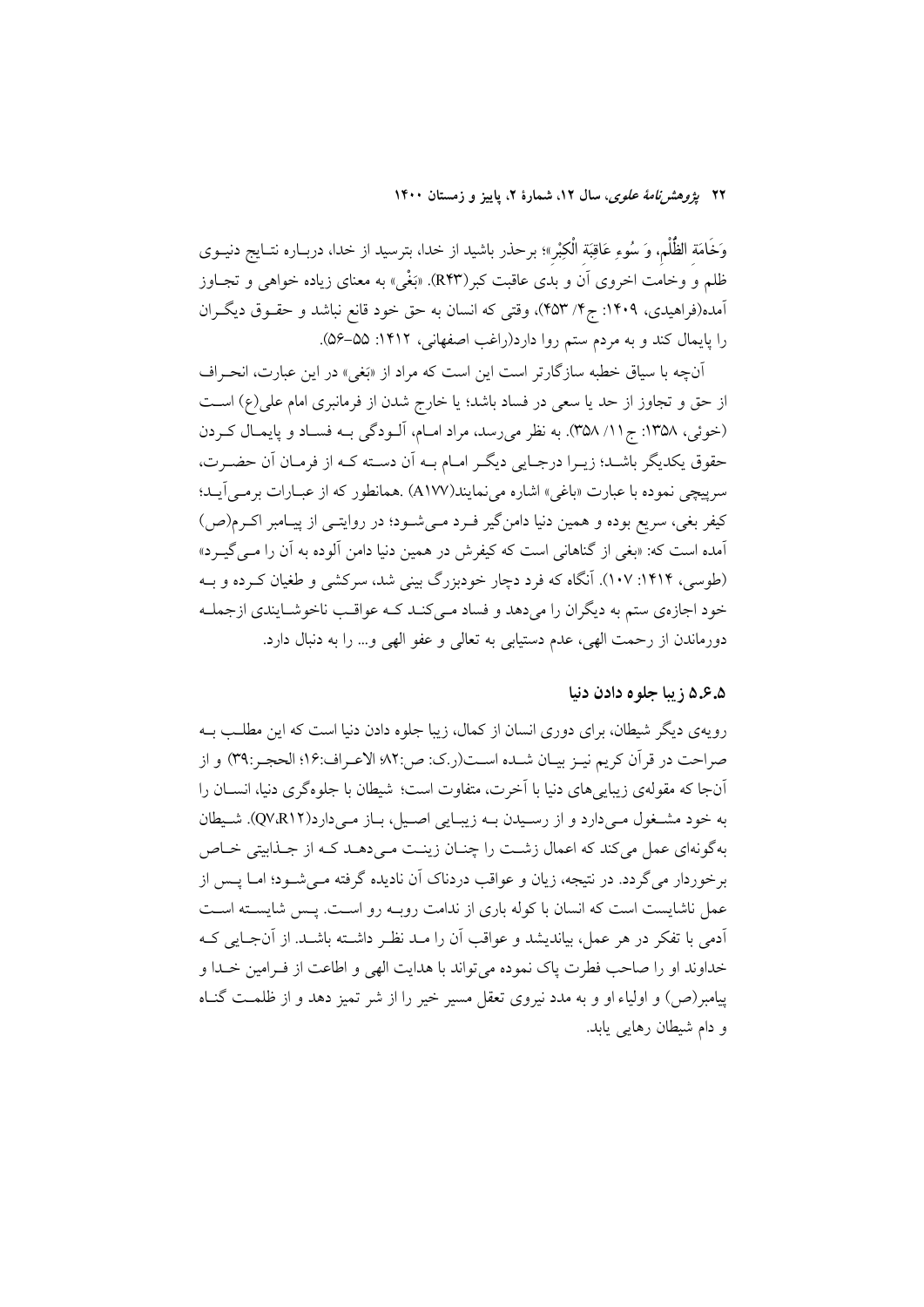وَخَامَةِ الظُّلْمِ، وَ سُوءِ عَاقِبَةِ الْكِبْرِ»؛ برحذر باشید از خدا، بترسید از خدا، درباره نتایج دنیوی ظلم و وخامت اخروی آن و بدی عاقبت کبر(R43). «بَغْی» به معنای زیاده خواهی و تجاوز آمده(فراهیدی، ۱۴۰۹: ج۴/ ۴۵۳)، وقتی که انسان به حق خود قانع نباشد و حقوق دیگران را پایمال کند و به مردم ستم روا دارد(راغب اصفهانی، ۱۴۱۲: ۵۵-۵۶).

آنچه با سیاق خطبه سازگارتر است این است که مراد از «بَغی» در این عبارت، انحراف از حق و تجاوز از حد یا سعی در فساد باشد؛ یا خارج شدن از فرمانبری امام علی(ع) است (خوئی، ۱۳۵۸: ج۱۱/ ۳۵۸). به نظر می‌رسد، مراد امام، آلودگی به فساد و پایمال کردن حقوق یکدیگر باشد؛ زیرا درجایی دیگر امام به آن دسته که از فرمان آن حضرت، سرپیچی نموده با عبارت «باغی» اشاره می‌نمایند(A177) .همانطور که از عبارات برمی‌آید؛ کیفر بغی، سریع بوده و همین دنیا دامن‌گیر فرد می‌شود؛ در روایتی از پیامبر اکرم(ص) آمده است که: «بغی از گناهانی است که کیفرش در همین دنیا دامن آلوده به آن را می‌گیرد» (طوسی، ۱۴۱۴: ۱۰۷). آنگاه که فرد دچار خودبزرگ بینی شد، سرکشی و طغیان کرده و به خود اجازه‌ی ستم به دیگران را می‌دهد و فساد می‌کند که عواقب ناخوشایندی ازجمله دورماندن از رحمت الهی، عدم دستیابی به تعالی و عفو الهی و... را به دنبال دارد.

### ۵.۶.۵ زیبا جلوه دادن دنیا

رویه‌ی دیگر شیطان، برای دوری انسان از کمال، زیبا جلوه دادن دنیا است که این مطلب به صراحت در قرآن کریم نیز بیان شده است(ر.ک: ص:۸۲؛ الاعراف:۱۶؛ الحجر:۳۹) و از آن‌جا که مقوله‌ی زیبایی‌های دنیا با آخرت، متفاوت است؛ شیطان با جلوه‌گری دنیا، انسان را به خود مشغول می‌دارد و از رسیدن به زیبایی اصیل، باز می‌دارد(Q7،R12). شیطان به‌گونه‌ای عمل می‌کند که اعمال زشت را چنان زینت می‌دهد که از جذابیتی خاص برخوردار می‌گردد. در نتیجه، زیان و عواقب دردناک آن نادیده گرفته می‌شود؛ اما پس از عمل ناشایست است که انسان با کوله باری از ندامت روبه رو است. پس شایسته است آدمی با تفکر در هر عمل، بیاندیشد و عواقب آن را مد نظر داشته باشد. از آنجایی که خداوند او را صاحب فطرت پاک نموده می‌تواند با هدایت الهی و اطاعت از فرامین خدا و پیامبر(ص) و اولیاء او و به مدد نیروی تعقل مسیر خیر را از شر تمیز دهد و از ظلمت گناه و دام شیطان رهایی یابد.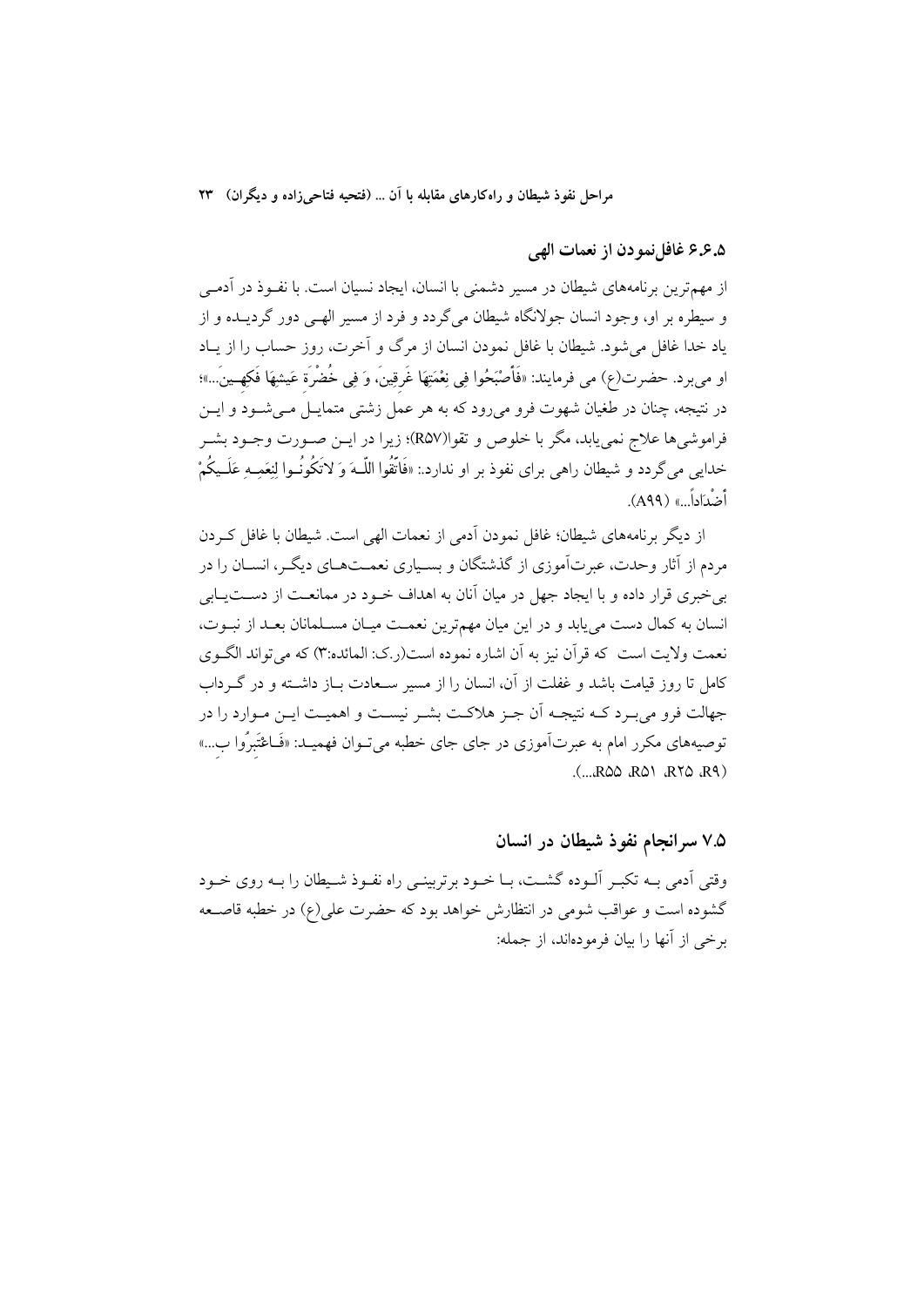### ۶.۶.۵ غافل‌نمودن از نعمات الهی

از مهم‌ترین برنامه‌های شیطان در مسیر دشمنی با انسان، ایجاد نسیان است. با نفـوذ در آدمـی و سیطره بر او، وجود انسان جولانگاه شیطان می‌گردد و فرد از مسیر الهـی دور گردیـده و از یاد خدا غافل می‌شود. شیطان با غافل نمودن انسان از مرگ و آخرت، روز حساب را از یـاد او می‌برد. حضرت(ع) می فرمایند: «فَأَصْبَحُوا فِي نِعْمَتِهَا غَرِقِينَ، وَ فِي خُضْرَةِ عَيْشِهَا فَكِهِـينَ...»؛ در نتیجه، چنان در طغیان شهوت فرو می‌رود که به هر عمل زشتی متمایـل مـی‌شـود و ایـن فراموشی‌ها علاج نمی‌یابد، مگر با خلوص و تقوا(R۵۷)؛ زیرا در ایـن صـورت وجـود بشـر خدایی می‌گردد و شیطان راهی برای نفوذ بر او ندارد.: «فَاتَّقُوا اللّـهَ وَ لاتَكُونُـوا لِنِعَمِـهِ عَلَـيكُمْ أَضْدَاداً...» (A۹۹).

از دیگر برنامه‌های شیطان؛ غافل نمودن آدمی از نعمات الهی است. شیطان با غافل کـردن مردم از آثار وحدت، عبرت‌آموزی از گذشتگان و بسـیاری نعمـت‌هـای دیگـر، انسـان را در بی‌خبری قرار داده و با ایجاد جهل در میان آنان به اهداف خـود در ممانعـت از دسـت‌یـابی انسان به کمال دست می‌یابد و در این میان مهم‌ترین نعمـت میـان مسـلمانان بعـد از نبـوت، نعمت ولایت است که قرآن نیز به آن اشاره نموده است(ر.ک: المائده:۳) که می‌تواند الگـوی کامل تا روز قیامت باشد و غفلت از آن، انسان را از مسیر سـعادت بـاز داشـته و در گـرداب جهالت فرو می‌بـرد کـه نتیجـه آن جـز هلاکـت بشـر نیسـت و اهمیـت ایـن مـوارد را در توصیه‌های مکرر امام به عبرت‌آموزی در جای جای خطبه می‌تـوان فهمیـد: «فَـاعْتَبِرُوا بِـ...» (R۹، R۲۵، R۵۱، R۵۵،...).

## ۷.۵ سرانجام نفوذ شیطان در انسان

وقتی آدمی بـه تکبـر آلـوده گشـت، بـا خـود برتربینـی راه نفـوذ شـیطان را بـه روی خـود گشوده است و عواقب شومی در انتظارش خواهد بود که حضرت علی(ع) در خطبه قاصـعه برخی از آنها را بیان فرموده‌اند، از جمله: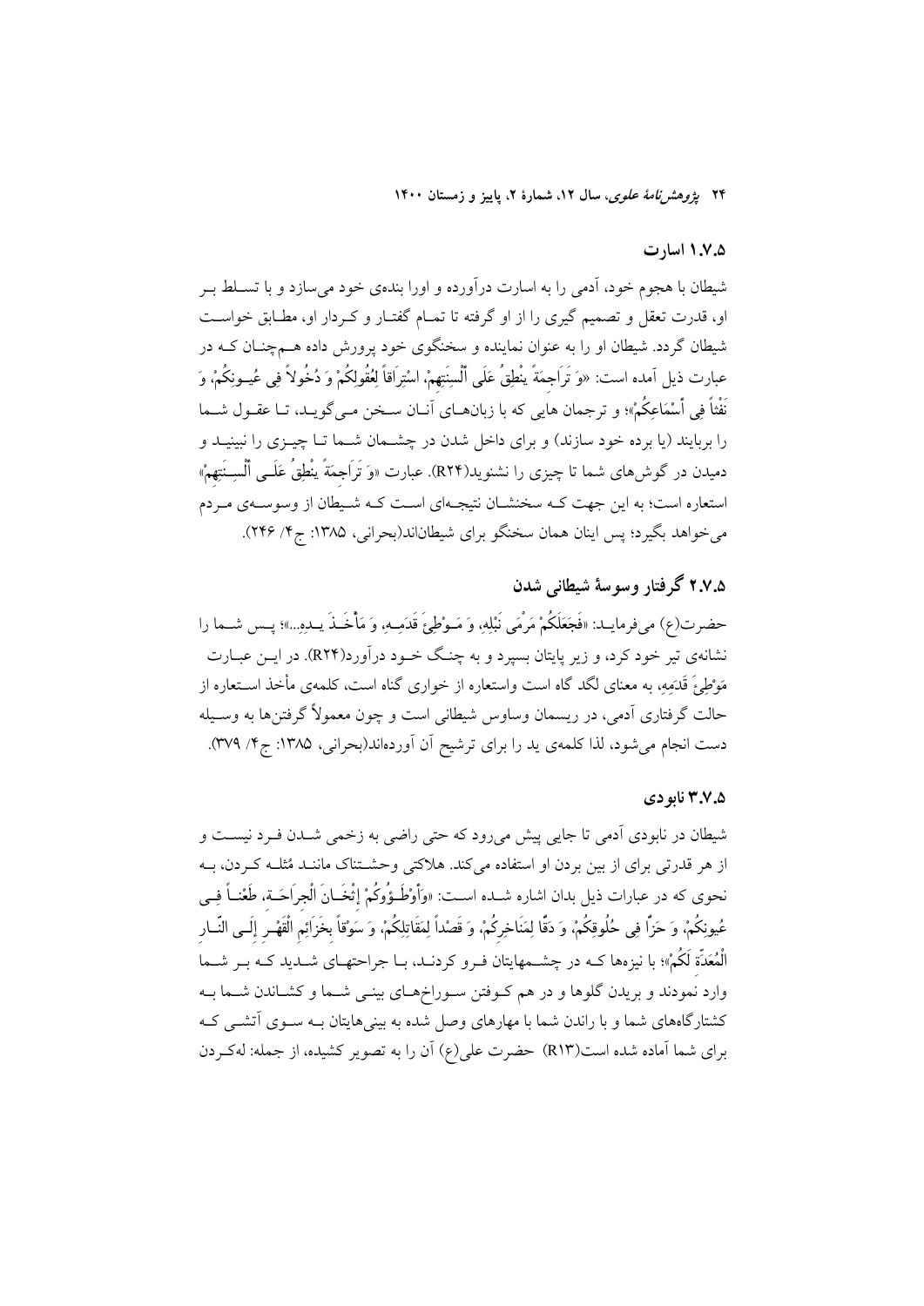### ۱.۷.۵ اسارت

شیطان با هجوم خود، آدمی را به اسارت درآورده و اورا بنده‌ی خود می‌سازد و با تسلط بر او، قدرت تعقل و تصمیم گیری را از او گرفته تا تمام گفتار و کردار او، مطابق خواست شیطان گردد. شیطان او را به عنوان نماینده و سخنگوی خود پرورش داده همچنان که در عبارت ذیل آمده است: «وَ تَرَاجِمَةً یَنْطِقُ عَلَى أَلْسِنَتِهِمْ، اسْتِرَاقاً لِعُقُولِكُمْ وَ دُخُولاً فِي عُيُونِكُمْ، وَ نَفْثاً فِي أَسْمَاعِكُمْ»؛ و ترجمان هایی که با زبان‌های آنان سخن می‌گوید، تا عقول شما را بربایند (یا برده خود سازند) و برای داخل شدن در چشمان شما تا چیزی را نبینید و دمیدن در گوش‌های شما تا چیزی را نشنوید(R۲۴). عبارت «وَ تَرَاجِمَةً یَنْطِقُ عَلَى أَلْسِنَتِهِمْ» استعاره است؛ به این جهت که سخنشان نتیجه‌ای است که شیطان از وسوسه‌ی مردم می‌خواهد بگیرد؛ پس اینان همان سخنگو برای شیطان‌اند(بحرانی، ۱۳۸۵: ج۴/ ۲۴۶).

### ۲.۷.۵ گرفتار وسوسهٔ شیطانی شدن

حضرت(ع) می‌فرماید: «فَجَعَلَكُمْ مَرْمَى نَبْلِهِ، وَ مَوْطِئَ قَدَمِهِ، وَ مَأْخَذَ يَدِهِ...»؛ پس شما را نشانه‌ی تیر خود کرد، و زیر پایتان بسپرد و به چنگ خود درآورد(R۲۴). در این عبارت مَوْطِئَ قَدَمِهِ، به معنای لگد گاه است و استعاره از خواری گناه است، کلمه‌ی مأخذ استعاره از حالت گرفتاری آدمی، در ریسمان وساوس شیطانی است و چون معمولاً گرفتن‌ها به وسیله دست انجام می‌شود، لذا کلمه‌ی ید را برای ترشیح آن آورده‌اند(بحرانی، ۱۳۸۵: ج۴/ ۳۷۹).

### ۳.۷.۵ نابودی

شیطان در نابودی آدمی تا جایی پیش می‌رود که حتی راضی به زخمی شدن فرد نیست و از هر قدرتی برای از بین بردن او استفاده می‌کند. هلاکتی وحشتناک مانند مُثله کردن، به نحوی که در عبارات ذیل بدان اشاره شده است: «وَأَوْطَؤُوكُمْ إِثْخَانَ الْجِرَاحَةِ، طَعْناً فِي عُيُونِكُمْ، وَ حَزّاً فِي حُلُوقِكُمْ، وَ دَقّاً لِمَنَاخِرِكُمْ، وَ قَصْداً لِمَقَاتِلِكُمْ، وَ سَوْقاً بِخَزَائِمِ الْقَهْرِ إِلَى النَّارِ الْمُعَدَّةِ لَكُمْ»؛ با نیزه‌ها که در چشم‌هایتان فرو کردند، با جراحت‌های شدید که بر شما وارد نمودند و بریدن گلوها و در هم کوفتن سوراخ‌های بینی شما و کشاندن شما به کشتارگاه‌های شما و با راندن شما با مهارهای وصل شده به بینی‌هایتان به سوی آتشی که برای شما آماده شده است(R۱۳) حضرت علی(ع) آن را به تصویر کشیده، از جمله: له‌کردن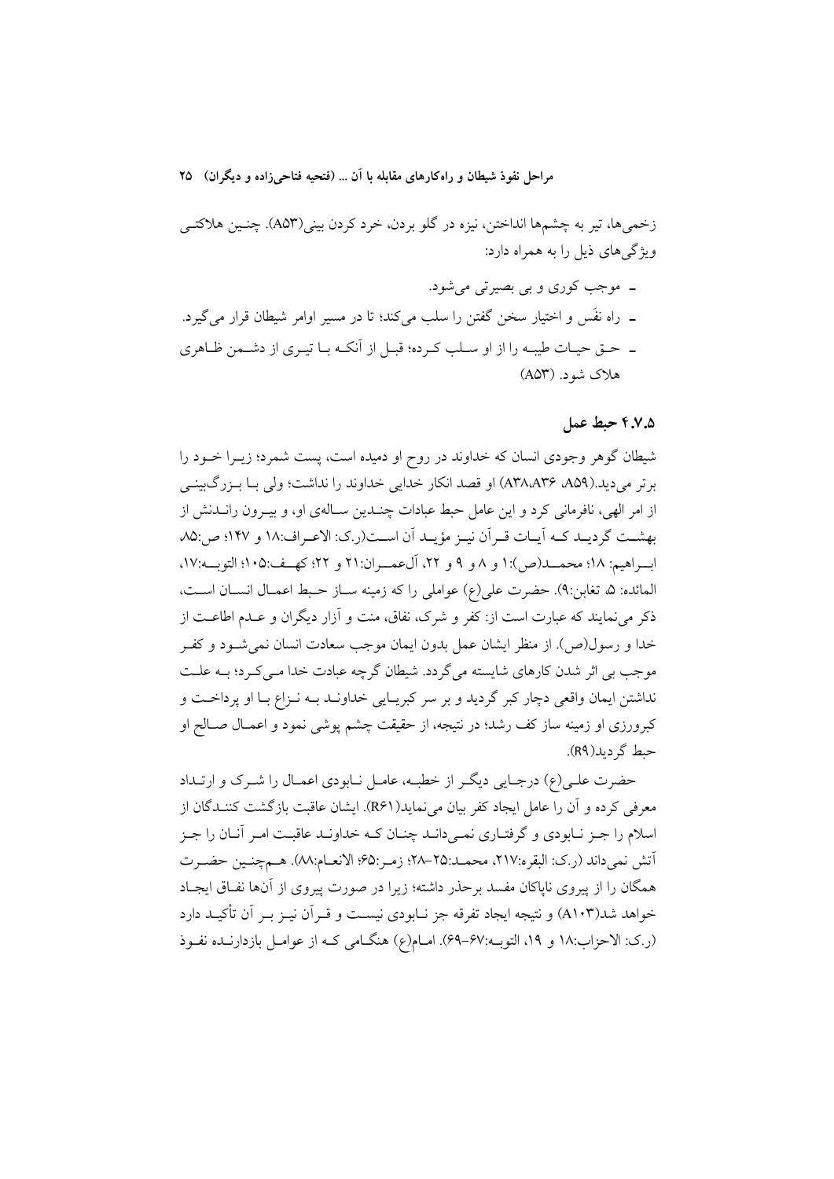زخمی‌ها، تیر به چشم‌ها انداختن، نیزه در گلو بردن، خرد کردن بینی(A53). چنین هلاکتی ویژگی‌های ذیل را به همراه دارد:

- موجب کوری و بی بصیرتی می‌شود.
- راه نَفَس و اختیار سخن گفتن را سلب می‌کند؛ تا در مسیر اوامر شیطان قرار می‌گیرد.
- حق حیات طیبه را از او سلب کرده؛ قبل از آنکه با تیری از دشمن ظاهری هلاک شود. (A53)

### ۴.۷.۵ حبط عمل

شیطان گوهر وجودی انسان که خداوند در روح او دمیده است، پست شمرد؛ زیرا خود را برتر می‌دید.(A59، A38،A36) او قصد انکار خدایی خداوند را نداشت؛ ولی با بزرگ‌بینی از امر الهی، نافرمانی کرد و این عامل حبط عبادات چندین ساله‌ی او، و بیرون راندنش از بهشت گردید که آیات قرآن نیز مؤید آن است(ر.ک: الاعراف:۱۸ و ۱۴۷؛ ص:۸۵، ابراهیم: ۱۸؛ محمد(ص):۱ و ۸ و ۹ و ۲۲، آل‌عمران:۲۱ و ۲۲؛ کهف:۱۰۵؛ التوبه:۱۷، المائده: ۵، تغابن:۹). حضرت علی(ع) عواملی را که زمینه ساز حبط اعمال انسان است، ذکر می‌نمایند که عبارت است از: کفر و شرک، نفاق، منت و آزار دیگران و عدم اطاعت از خدا و رسول(ص). از منظر ایشان عمل بدون ایمان موجب سعادت انسان نمی‌شود و کفر موجب بی اثر شدن کارهای شایسته می‌گردد. شیطان گرچه عبادت خدا می‌کرد؛ به علت نداشتن ایمان واقعی دچار کبر گردید و بر سر کبریایی خداوند به نزاع با او پرداخت و کبرورزی او زمینه ساز کف رشد؛ در نتیجه، از حقیقت چشم پوشی نمود و اعمال صالح او حبط گردید(R9).

حضرت علی(ع) درجایی دیگر از خطبه، عامل نابودی اعمال را شرک و ارتداد معرفی کرده و آن را عامل ایجاد کفر بیان می‌نماید(R61). ایشان عاقبت بازگشت کنندگان از اسلام را جز نابودی و گرفتاری نمی‌داند چنان که خداوند عاقبت امر آنان را جز آتش نمی‌داند (ر.ک: البقره:۲۱۷، محمد:۲۵-۲۸؛ زمر:۶۵؛ الانعام:۸۸). همچنین حضرت همگان را از پیروی ناپاکان مفسد برحذر داشته؛ زیرا در صورت پیروی از آن‌ها نفاق ایجاد خواهد شد(A103) و نتیجه ایجاد تفرقه جز نابودی نیست و قرآن نیز بر آن تأکید دارد (ر.ک: الاحزاب:۱۸ و ۱۹، التوبه:۶۷-۶۹). امام(ع) هنگامی که از عوامل بازدارنده نفوذ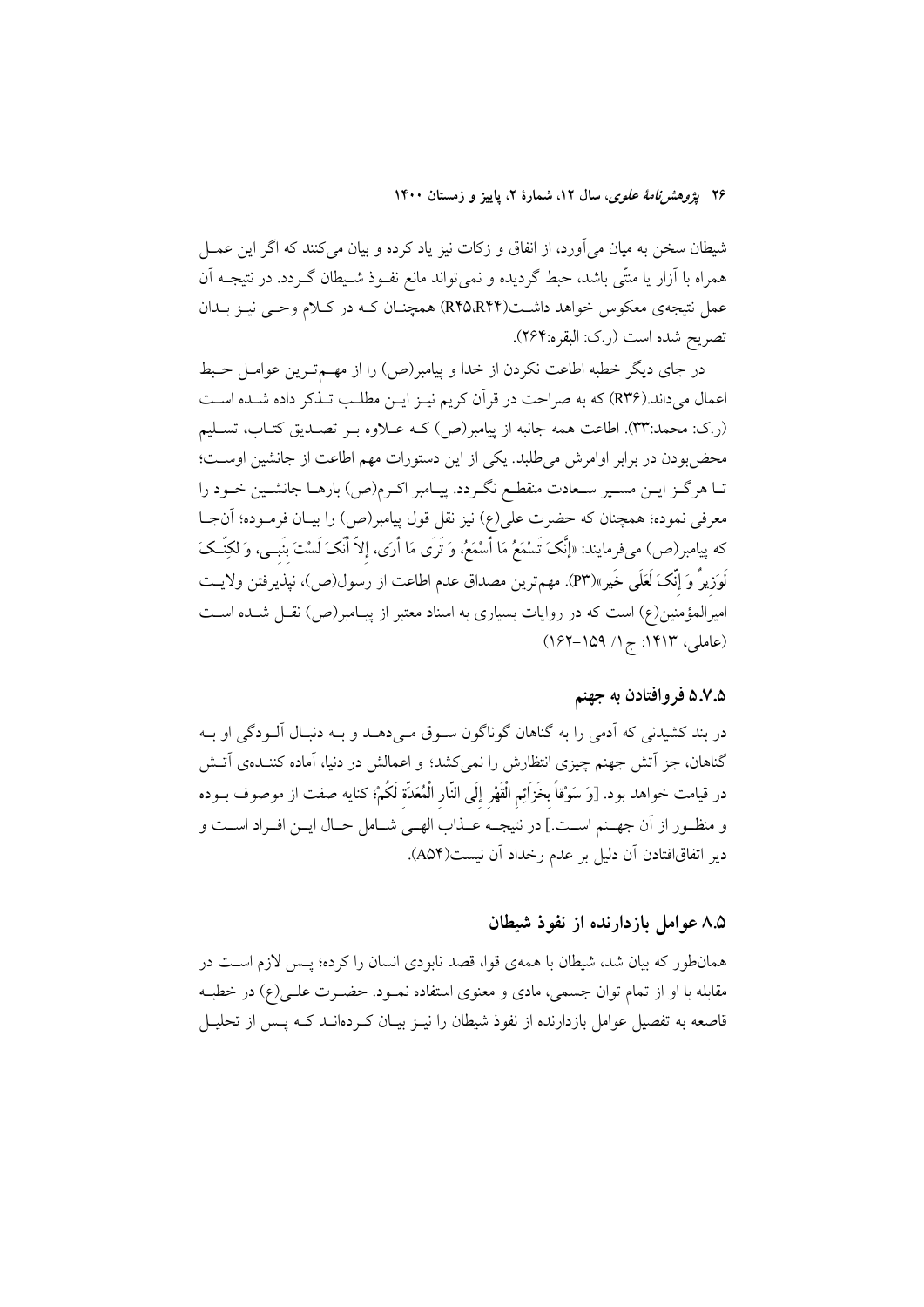شیطان سخن به میان می‌آورد، از انفاق و زکات نیز یاد کرده و بیان می‌کنند که اگر این عمل همراه با آزار یا منّتی باشد، حبط گردیده و نمی‌تواند مانع نفوذ شیطان گردد. در نتیجه آن عمل نتیجه‌ی معکوس خواهد داشت(R۴۵،R۴۴) همچنان که در کلام وحی نیز بدان تصریح شده است (ر.ک: البقره:۲۶۴).

در جای دیگر خطبه اطاعت نکردن از خدا و پیامبر(ص) را از مهم‌ترین عوامل حبط اعمال می‌داند.(R۳۶) که به صراحت در قرآن کریم نیز این مطلب تذکر داده شده است (ر.ک: محمد:۳۳). اطاعت همه جانبه از پیامبر(ص) که علاوه بر تصدیق کتاب، تسلیم محض‌بودن در برابر اوامرش می‌طلبد. یکی از این دستورات مهم اطاعت از جانشین اوست؛ تا هرگز این مسیر سعادت منقطع نگردد. پیامبر اکرم(ص) بارها جانشین خود را معرفی نموده؛ همچنان که حضرت علی(ع) نیز نقل قول پیامبر(ص) را بیان فرموده؛ آنجا که پیامبر(ص) می‌فرمایند: «إِنَّکَ تَسْمَعُ مَا أَسْمَعُ، وَ تَرَی مَا أَرَی، إِلاَّ أَنَّکَ لَسْتَ بِنَبِی، وَ لکِنَّکَ لَوَزِیرٌ وَ إِنَّکَ لَعَلَی خَیر»(P۳). مهم‌ترین مصداق عدم اطاعت از رسول(ص)، نپذیرفتن ولایت امیرالمؤمنین(ع) است که در روایات بسیاری به اسناد معتبر از پیامبر(ص) نقل شده است (عاملی، ۱۴۱۳: ج ۱/ ۱۵۹-۱۶۲)

### ۵.۷.۵ فروافتادن به جهنم

در بند کشیدنی که آدمی را به گناهان گوناگون سوق می‌دهد و به دنبال آلودگی او به گناهان، جز آتش جهنم چیزی انتظارش را نمی‌کشد؛ و اعمالش در دنیا، آماده کننده‌ی آتش در قیامت خواهد بود. [وَ سَوْقاً بِخَزَائِمِ الْقَهْرِ إِلَی النَّارِ الْمُعَدَّةِ لَکُمْ؛ کنایه صفت از موصوف بوده و منظور از آن جهنم است.] در نتیجه عذاب الهی شامل حال این افراد است و دیر اتفاق‌افتادن آن دلیل بر عدم رخداد آن نیست(A۵۴).

## ۸.۵ عوامل بازدارنده از نفوذ شیطان

همان‌طور که بیان شد، شیطان با همه‌ی قوا، قصد نابودی انسان را کرده؛ پس لازم است در مقابله با او از تمام توان جسمی، مادی و معنوی استفاده نمود. حضرت علی(ع) در خطبه قاصعه به تفصیل عوامل بازدارنده از نفوذ شیطان را نیز بیان کرده‌اند که پس از تحلیل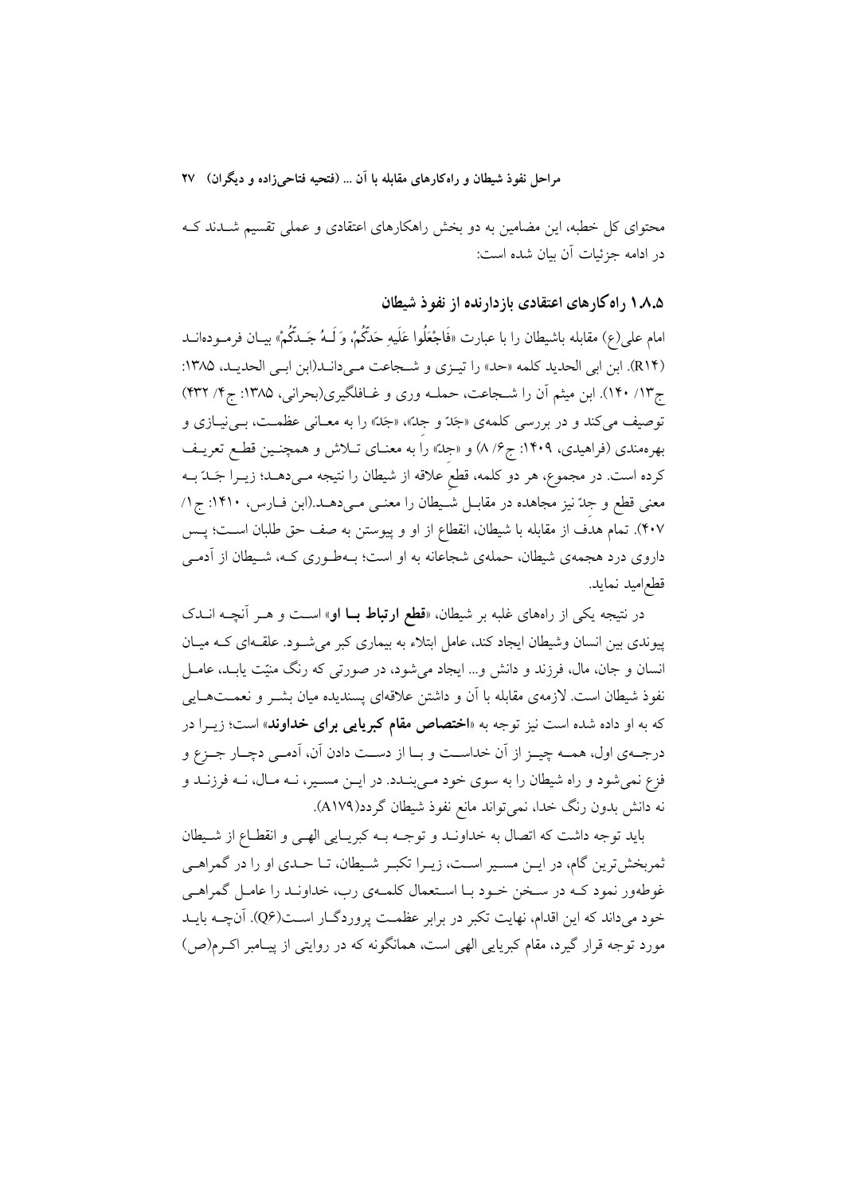محتوای کل خطبه، این مضامین به دو بخش راهکارهای اعتقادی و عملی تقسیم شدند که در ادامه جزئیات آن بیان شده است:

### ۱.۸.۵ راه‌کارهای اعتقادی بازدارنده از نفوذ شیطان

امام علی(ع) مقابله باشیطان را با عبارت «فَاجْعَلُوا عَلَیهِ حَدَّکُمْ، وَ لَـهُ جَـدَّکُمْ» بیان فرموده‌اند (R۱۴). ابن ابی الحدید کلمه «حد» را تیزی و شجاعت می‌داند(ابن ابی الحدید، ۱۳۸۵: ج۱۳/ ۱۴۰). ابن میثم آن را شجاعت، حمله وری و غافلگیری(بحرانی، ۱۳۸۵: ج۴/ ۴۳۲) توصیف می‌کند و در بررسی کلمه‌ی «جَدّ و جِدّ»، «جَدّ» را به معانی عظمت، بی‌نیازی و بهره‌مندی (فراهیدی، ۱۴۰۹: ج۶/ ۸) و «جِدّ» را به معنای تلاش و همچنین قطع تعریف کرده است. در مجموع، هر دو کلمه، قطعِ علاقه از شیطان را نتیجه می‌دهد؛ زیرا جَدّ به معنی قطع و جِدّ نیز مجاهده در مقابل شیطان را معنی می‌دهد.(ابن فارس، ۱۴۱۰: ج۱/ ۴۰۷). تمام هدف از مقابله با شیطان، انقطاع از او و پیوستن به صف حق طلبان است؛ پس داروی درد هجمه‌ی شیطان، حمله‌ی شجاعانه به او است؛ به‌طوری که، شیطان از آدمی قطع‌امید نماید.

در نتیجه یکی از راههای غلبه بر شیطان، «**قطع ارتباط با او**» است و هر آنچه اندک پیوندی بین انسان وشیطان ایجاد کند، عامل ابتلاء به بیماری کبر می‌شود. علقه‌ای که میان انسان و جان، مال، فرزند و دانش و... ایجاد می‌شود، در صورتی که رنگ منیّت یابد، عامل نفوذ شیطان است. لازمه‌ی مقابله با آن و داشتن علاقه‌ای پسندیده میان بشر و نعمت‌هایی که به او داده شده است نیز توجه به «**اختصاص مقام کبریایی برای خداوند**» است؛ زیرا در درجه‌ی اول، همه چیز از آن خداست و با از دست دادن آن، آدمی دچار جزع و فزع نمی‌شود و راه شیطان را به سوی خود می‌بندد. در این مسیر، نه مال، نه فرزند و نه دانش بدون رنگ خدا، نمی‌تواند مانع نفوذ شیطان گردد(A۱۷۹).

باید توجه داشت که اتصال به خداوند و توجه به کبریایی الهی و انقطاع از شیطان ثمربخش‌ترین گام، در این مسیر است، زیرا تکبر شیطان، تا حدی او را در گمراهی غوطه‌ور نمود که در سخن خود با استعمال کلمه‌ی رب، خداوند را عامل گمراهی خود می‌داند که این اقدام، نهایت تکبر در برابر عظمت پروردگار است(Q۶). آنچه باید مورد توجه قرار گیرد، مقام کبریایی الهی است، همانگونه که در روایتی از پیامبر اکرم(ص)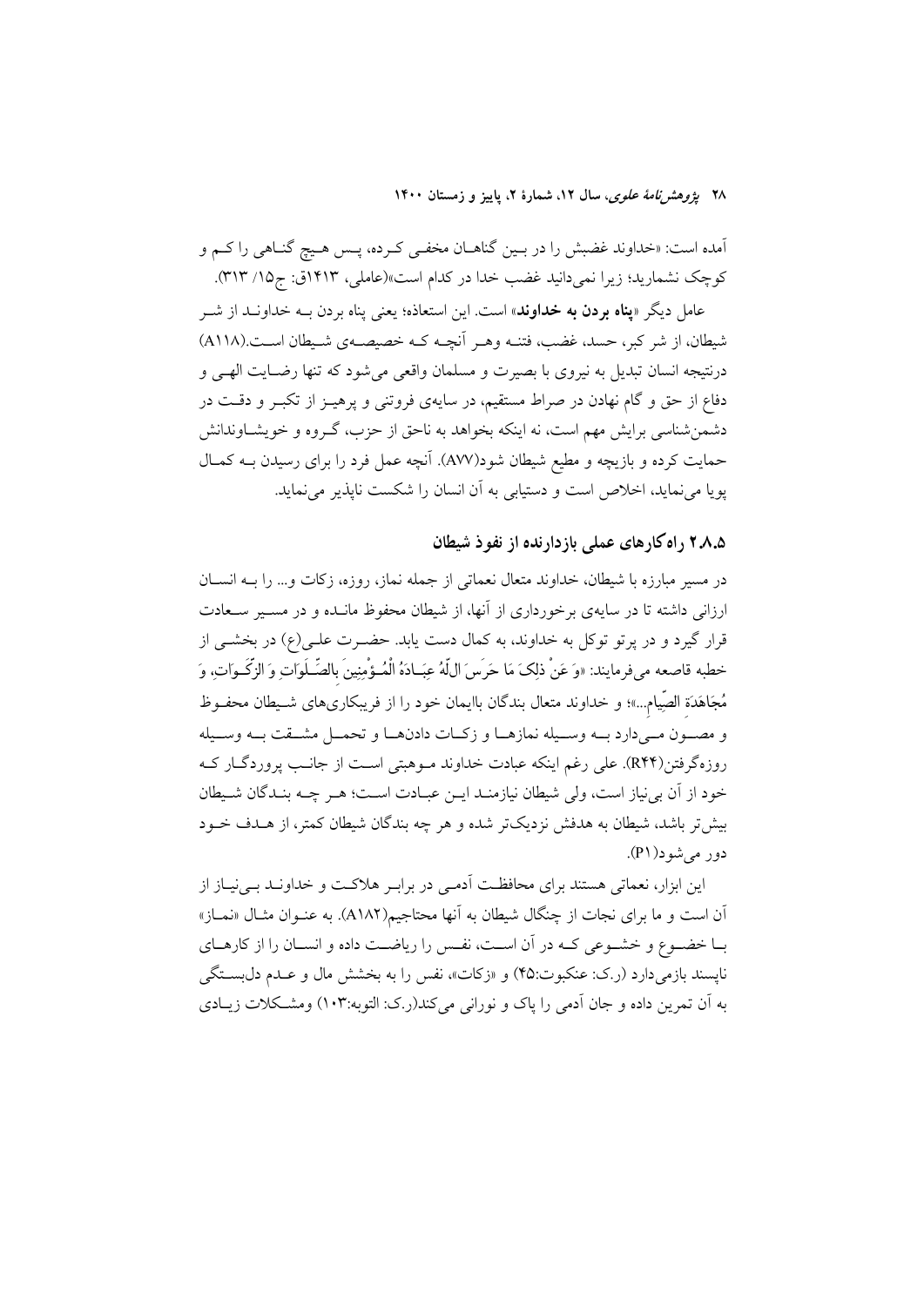آمده است: «خداوند غضبش را در بین گناهان مخفی کرده، پس هیچ گناهی را کم و کوچک نشمارید؛ زیرا نمی‌دانید غضب خدا در کدام است»(عاملی، ۱۴۱۳ق: ج۱۵/ ۳۱۳).

عامل دیگر «**پناه بردن به خداوند**» است. این استعاذه؛ یعنی پناه بردن به خداوند از شر شیطان، از شر کبر، حسد، غضب، فتنه وهر آنچه که خصیصه‌ی شیطان است.(A118) درنتیجه انسان تبدیل به نیروی با بصیرت و مسلمان واقعی می‌شود که تنها رضایت الهی و دفاع از حق و گام نهادن در صراط مستقیم، در سایه‌ی فروتنی و پرهیز از تکبر و دقت در دشمن‌شناسی برایش مهم است، نه اینکه بخواهد به ناحق از حزب، گروه و خویشاوندانش حمایت کرده و بازیچه و مطیع شیطان شود(A77). آنچه عمل فرد را برای رسیدن به کمال پویا می‌نماید، اخلاص است و دستیابی به آن انسان را شکست ناپذیر می‌نماید.

### ۲.۸.۵ راه‌کارهای عملی بازدارنده از نفوذ شیطان

در مسیر مبارزه با شیطان، خداوند متعال نعماتی از جمله نماز، روزه، زکات و... را به انسان ارزانی داشته تا در سایه‌ی برخورداری از آنها، از شیطان محفوظ مانده و در مسیر سعادت قرار گیرد و در پرتو توکل به خداوند، به کمال دست یابد. حضرت علی(ع) در بخشی از خطبه قاصعه می‌فرمایند: «وَ عَنْ ذلِکَ مَا حَرَسَ اللّهُ عِبَادَهُ الْمُؤْمِنِینَ بِالصَّلَوَاتِ وَ الزَّکَوَاتِ، وَ مُجَاهَدَةِ الصِّیَامِ...»؛ و خداوند متعال بندگان باایمان خود را از فریبکاری‌های شیطان محفوظ و مصون می‌دارد به وسیله نمازها و زکات دادن‌ها و تحمل مشقت به وسیله روزه‌گرفتن(R44). علی رغم اینکه عبادت خداوند موهبتی است از جانب پروردگار که خود از آن بی‌نیاز است، ولی شیطان نیازمند این عبادت است؛ هر چه بندگان شیطان بیش‌تر باشد، شیطان به هدفش نزدیک‌تر شده و هر چه بندگان شیطان کمتر، از هدف خود دور می‌شود(P1).

این ابزار، نعماتی هستند برای محافظت آدمی در برابر هلاکت و خداوند بی‌نیاز از آن است و ما برای نجات از چنگال شیطان به آنها محتاجیم(A182). به عنوان مثال «نماز» با خضوع و خشوعی که در آن است، نفس را ریاضت داده و انسان را از کارهای ناپسند بازمی‌دارد (ر.ک: عنکبوت:۴۵) و «زکات»، نفس را به بخشش مال و عدم دلبستگی به آن تمرین داده و جان آدمی را پاک و نورانی می‌کند(ر.ک: التوبه:۱۰۳) ومشکلات زیادی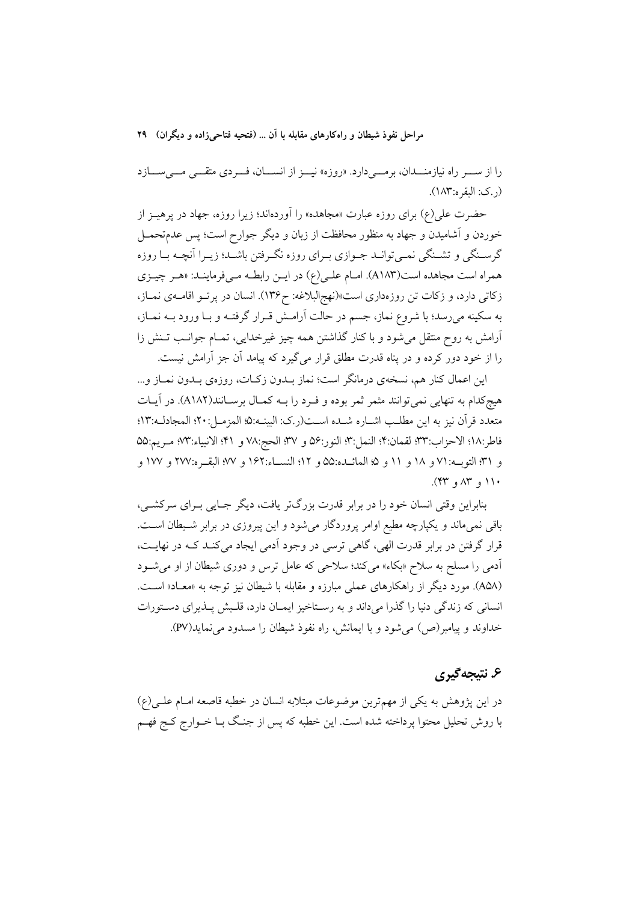را از ســر راه نیازمنـدان، برمـی‌دارد. «روزه» نیـز از انسـان، فـردی متقـی مـی‌سـازد (ر.ک: البقره:۱۸۳).

حضرت علی(ع) برای روزه عبارت «مجاهده» را آورده‌اند؛ زیرا روزه، جهاد در پرهیـز از خوردن و آشامیدن و جهاد به منظور محافظت از زبان و دیگر جوارح است؛ پس عدم‌تحمـل گرسـنگی و تشـنگی نمـی‌توانـد جـوازی بـرای روزه نگـرفتن باشـد؛ زیـرا آنچـه بـا روزه همراه است مجاهده است(A۱۸۳). امـام علـی(ع) در ایـن رابطـه مـی‌فرماینـد: «هـر چیـزی زکاتی دارد، و زکات تن روزه‌داری است»(نهج‌البلاغه: ح۱۳۶). انسان در پرتـو اقامـه‌ی نمـاز، به سکینه می‌رسد؛ با شروع نماز، جسم در حالت آرامـش قـرار گرفتـه و بـا ورود بـه نمـاز، آرامش به روح منتقل می‌شود و با کنار گذاشتن همه چیز غیرخدایی، تمـام جوانـب تـنش زا را از خود دور کرده و در پناه قدرت مطلق قرار می‌گیرد که پیامد آن جز آرامش نیست.

این اعمال کنار هم، نسخه‌ی درمانگر است؛ نماز بـدون زکـات، روزه‌ی بـدون نمـاز و... هیچ‌کدام به تنهایی نمی‌توانند مثمر ثمر بوده و فـرد را بـه کمـال برسـانند(A۱۸۲). در آیـات متعدد قرآن نیز به این مطلـب اشـاره شـده اسـت(ر.ک: البینـه:۵؛ المزمـل:۲۰؛ المجادلـه:۱۳؛ فاطر:۱۸؛ الاحزاب:۳۳؛ لقمان:۴؛ النمل:۳؛ النور:۵۶ و ۳۷؛ الحج:۷۸ و ۴۱؛ الانبیاء:۷۳؛ مـریم:۵۵ و ۳۱؛ التوبـه:۷۱ و ۱۸ و ۱۱ و ۵؛ المائـده:۵۵ و ۱۲؛ النسـاء:۱۶۲ و ۷۷؛ البقـره:۲۷۷ و ۱۷۷ و ۱۱۰ و ۸۳ و ۴۳).

بنابراین وقتی انسان خود را در برابر قدرت بزرگ‌تر یافت، دیگر جـایی بـرای سرکشـی، باقی نمی‌ماند و یکپارچه مطیع اوامر پروردگار می‌شود و این پیروزی در برابر شـیطان اسـت. قرار گرفتن در برابر قدرت الهی، گاهی ترسی در وجود آدمی ایجاد می‌کنـد کـه در نهایـت، آدمی را مسلح به سلاح «بکاء» می‌کند؛ سلاحی که عامل ترس و دوری شیطان از او می‌شـود (A۵۸). مورد دیگر از راهکارهای عملی مبارزه و مقابله با شیطان نیز توجه به «معـاد» اسـت. انسانی که زندگی دنیا را گذرا می‌داند و به رسـتاخیز ایمـان دارد، قلـبش پـذیرای دسـتورات خداوند و پیامبر(ص) می‌شود و با ایمانش، راه نفوذ شیطان را مسدود می‌نماید(P۷).

## ۶. نتیجه‌گیری

در این پژوهش به یکی از مهم‌ترین موضوعات مبتلابه انسان در خطبه قاصعه امـام علـی(ع) با روش تحلیل محتوا پرداخته شده است. این خطبه که پس از جنـگ بـا خـوارج کـج فهـم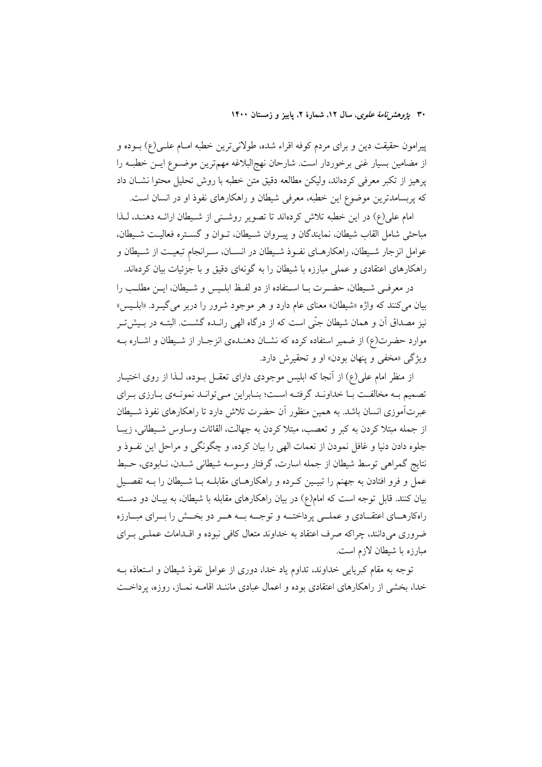پیرامون حقیقت دین و برای مردم کوفه اقراء شده، طولانی‌ترین خطبه امـام علـی(ع) بـوده و از مضامین بسیار غنی برخوردار است. شارحان نهج‌البلاغه مهم‌ترین موضـوع ایـن خطبـه را پرهیز از تکبر معرفی کرده‌اند، ولیکن مطالعه دقیق متن خطبه با روش تحلیل محتوا نشـان داد که پربسامدترین موضوع این خطبه، معرفی شیطان و راهکارهای نفوذ او در انسان است.

امام علی(ع) در این خطبه تلاش کرده‌اند تا تصویر روشـنی از شـیطان ارائـه دهنـد، لـذا مباحثی شامل القاب شیطان، نمایندگان و پیـروان شـیطان، تـوان و گسـتره فعالیـت شـیطان، عوامل انزجار شـیطان، راهکارهـای نفـوذ شـیطان در انسـان، سـرانجامِ تبعیـت از شـیطان و راهکارهای اعتقادی و عملی مبارزه با شیطان را به گونه‌ای دقیق و با جزئیات بیان کرده‌اند.

در معرفـی شـیطان، حضـرت بـا اسـتفاده از دو لفـظ ابلـیس و شـیطان، ایـن مطلـب را بیان می‌کنند که واژه «شیطان» معنای عام دارد و هر موجود شرور را دربر می‌گیـرد. «ابلـیس» نیز مصداق آن و همان شیطان جنّی است که از درگاه الهی رانـده گشـت. البتـه در بـیش‌تـر موارد حضرت(ع) از ضمیر استفاده کرده که نشـان دهنـده‌ی انزجـار از شـیطان و اشـاره بـه ویژگی «مخفی و پنهان بودن» او و تحقیرش دارد.

از منظر امام علی(ع) از آنجا که ابلیس موجودی دارای تعقـل بـوده، لـذا از روی اختیـار تصمیم بـه مخالفـت بـا خداونـد گرفتـه اسـت؛ بنـابراین مـی‌توانـد نمونـه‌ی بـارزی بـرای عبرت‌آموزی انسان باشد. به همین منظور آن حضرت تلاش دارد تا راهکارهای نفوذ شـیطان از جمله مبتلا کردن به کبر و تعصب، مبتلا کردن به جهالت، القائات وساوس شـیطانی، زیبـا جلوه دادن دنیا و غافل نمودن از نعمات الهی را بیان کرده، و چگونگی و مراحل این نفـوذ و نتایج گمراهی توسط شیطان از جمله اسارت، گرفتار وسوسه شیطانی شـدن، نـابودی، حـبط عمل و فرو افتادن به جهنم را تبیـین کـرده و راهکارهـای مقابلـه بـا شـیطان را بـه تفصـیل بیان کنند. قابل توجه است که امام(ع) در بیان راهکارهای مقابله با شیطان، به بیـان دو دسـته راه‌کارهـای اعتقـادی و عملـی پرداختـه و توجـه بـه هـر دو بخـش را بـرای مبـارزه ضروری می‌دانند، چراکه صرف اعتقاد به خداوند متعال کافی نبوده و اقـدامات عملـی بـرای مبارزه با شیطان لازم است.

توجه به مقام کبریایی خداوند، تداوم یاد خدا، دوری از عوامل نفوذ شیطان و استعاذه بـه خدا، بخشی از راهکارهای اعتقادی بوده و اعمال عبادی ماننـد اقامـه نمـاز، روزه، پرداخـت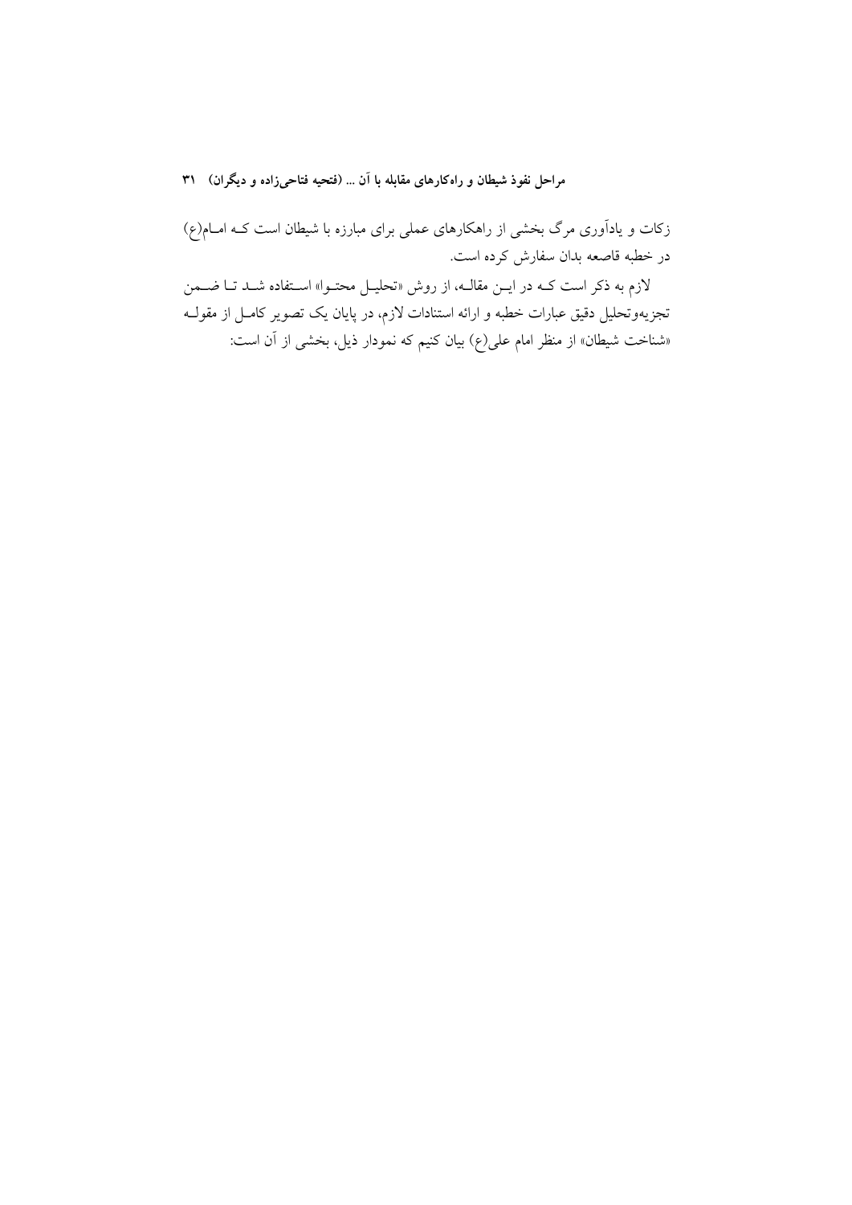زکات و یادآوری مرگ بخشی از راهکارهای عملی برای مبارزه با شیطان است کـه امـام(ع) در خطبه قاصعه بدان سفارش کرده است.

لازم به ذکر است کـه در ایـن مقالـه، از روش «تحلیـل محتـوا» اسـتفاده شـد تـا ضـمن تجزیه‌وتحلیل دقیق عبارات خطبه و ارائه استنادات لازم، در پایان یک تصویر کامـل از مقولـه «شناخت شیطان» از منظر امام علی(ع) بیان کنیم که نمودار ذیل، بخشی از آن است: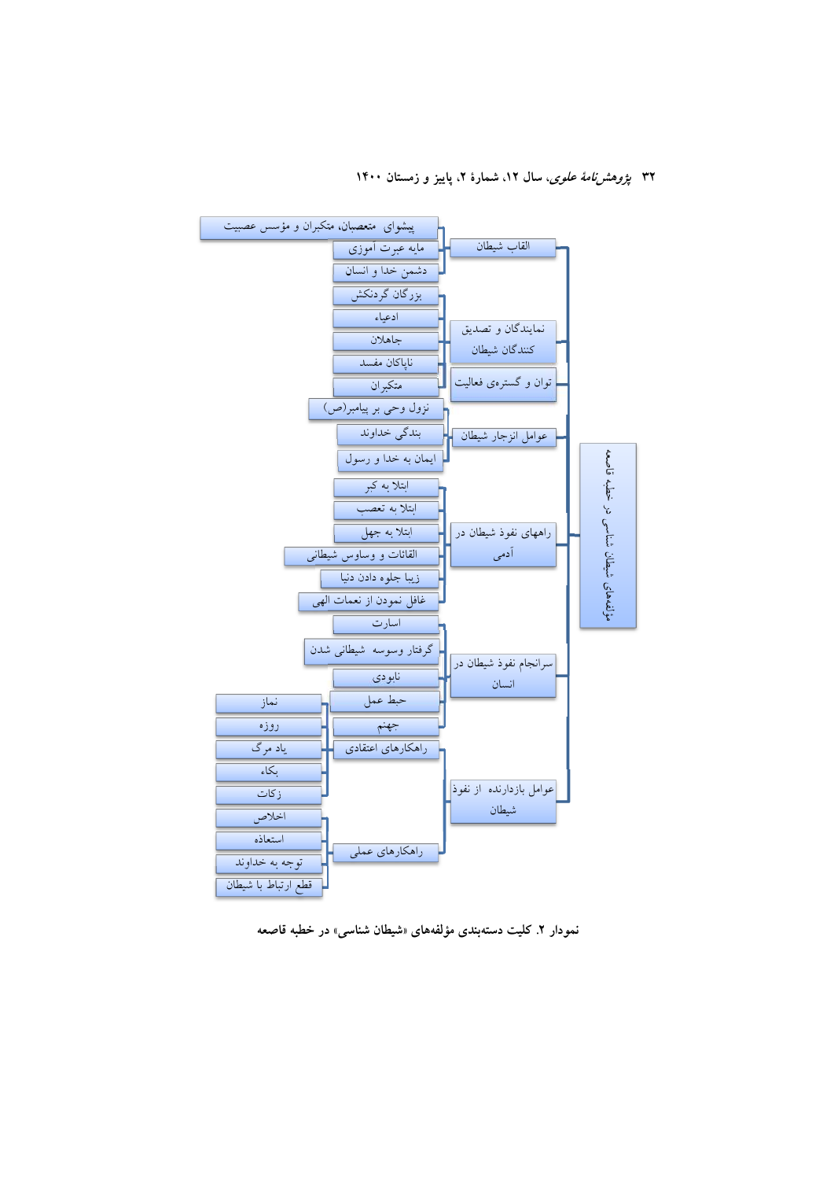- مؤلفه‌های شیطان شناسی در خطبه قاصعه
  - القاب شیطان
    - پیشوای متعصبان، متکبران و مؤسس عصبیت
    - مایه عبرت آموزی
    - دشمن خدا و انسان
  - نمایندگان و تصدیق کنندگان شیطان
    - بزرگان گردنکش
    - ادعیاء
    - جاهلان
    - ناپاکان مفسد
    - متکبران
  - توان و گستره‌ی فعالیت
  - عوامل انزجار شیطان
    - نزول وحی بر پیامبر(ص)
    - بندگی خداوند
    - ایمان به خدا و رسول
  - راههای نفوذ شیطان در آدمی
    - ابتلا به کبر
    - ابتلا به تعصب
    - ابتلا به جهل
    - القائات و وساوس شیطانی
    - زیبا جلوه دادن دنیا
    - غافل نمودن از نعمات الهی
  - سرانجام نفوذ شیطان در انسان
    - اسارت
    - گرفتار وسوسه شیطانی شدن
    - نابودی
    - حبط عمل
    - جهنم
  - عوامل بازدارنده از نفوذ شیطان
    - راهکارهای اعتقادی
      - نماز
      - روزه
      - یاد مرگ
      - بکاء
      - زکات
    - راهکارهای عملی
      - اخلاص
      - استعاذه
      - توجه به خداوند
      - قطع ارتباط با شیطان

**نمودار ۲. کلیت دسته‌بندی مؤلفه‌های «شیطان شناسی» در خطبه قاصعه**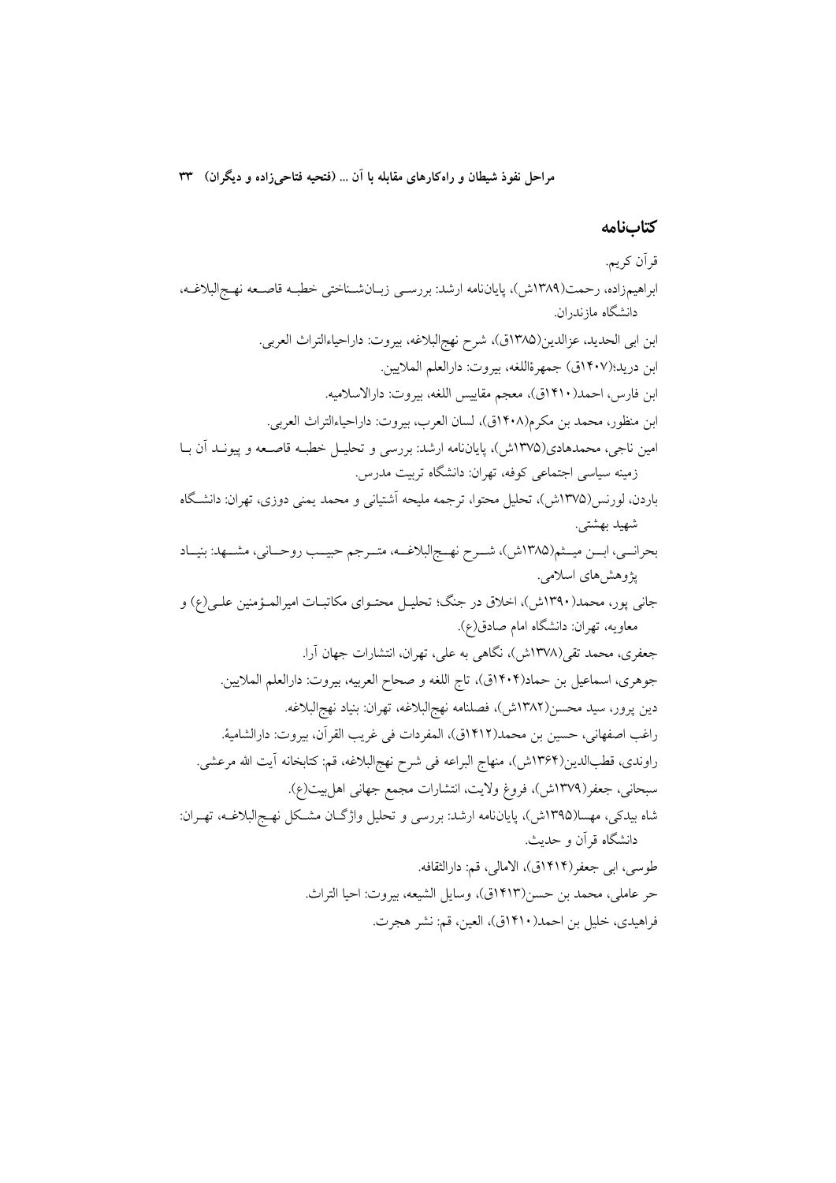## کتاب‌نامه

قرآن کریم.

ابراهیم‌زاده، رحمت(۱۳۸۹ش)، پایان‌نامه ارشد: بررسی زبان‌شناختی خطبه قاصعه نهج‌البلاغه، دانشگاه مازندران.

ابن ابی الحدید، عزالدین(۱۳۸۵ق)، شرح نهج‌البلاغه، بیروت: داراحیاءالتراث العربی.

ابن درید؛(۱۴۰۷ق) جمهرةاللغه، بیروت: دارالعلم الملایین.

ابن فارس، احمد(۱۴۱۰ق)، معجم مقاییس اللغه، بیروت: دارالاسلامیه.

ابن منظور، محمد بن مکرم(۱۴۰۸ق)، لسان العرب، بیروت: داراحیاءالتراث العربی.

امین ناجی، محمدهادی(۱۳۷۵ش)، پایان‌نامه ارشد: بررسی و تحلیل خطبه قاصعه و پیوند آن با زمینه سیاسی اجتماعی کوفه، تهران: دانشگاه تربیت مدرس.

باردن، لورنس(۱۳۷۵ش)، تحلیل محتوا، ترجمه ملیحه آشتیانی و محمد یمنی دوزی، تهران: دانشگاه شهید بهشتی.

بحرانی، ابن میثم(۱۳۸۵ش)، شرح نهج‌البلاغه، مترجم حبیب روحانی، مشهد: بنیاد پژوهش‌های اسلامی.

جانی پور، محمد(۱۳۹۰ش)، اخلاق در جنگ؛ تحلیل محتوای مکاتبات امیرالمؤمنین علی(ع) و معاویه، تهران: دانشگاه امام صادق(ع).

جعفری، محمد تقی(۱۳۷۸ش)، نگاهی به علی، تهران، انتشارات جهان آرا.

جوهری، اسماعیل بن حماد(۱۴۰۴ق)، تاج اللغه و صحاح العربیه، بیروت: دارالعلم الملایین.

دین پرور، سید محسن(۱۳۸۲ش)، فصلنامه نهج‌البلاغه، تهران: بنیاد نهج‌البلاغه.

راغب اصفهانی، حسین بن محمد(۱۴۱۲ق)، المفردات فی غریب القرآن، بیروت: دارالشامیة.

راوندی، قطب‌الدین(۱۳۶۴ش)، منهاج البراعه فی شرح نهج‌البلاغه، قم: کتابخانه آیت الله مرعشی.

سبحانی، جعفر(۱۳۷۹ش)، فروغ ولایت، انتشارات مجمع جهانی اهل‌بیت(ع).

شاه بیدکی، مهسا(۱۳۹۵ش)، پایان‌نامه ارشد: بررسی و تحلیل واژگان مشکل نهج‌البلاغه، تهران: دانشگاه قرآن و حدیث.

طوسی، ابی جعفر(۱۴۱۴ق)، الامالی، قم: دارالثقافه.

حر عاملی، محمد بن حسن(۱۴۱۳ق)، وسایل الشیعه، بیروت: احیا التراث.

فراهیدی، خلیل بن احمد(۱۴۱۰ق)، العین، قم: نشر هجرت.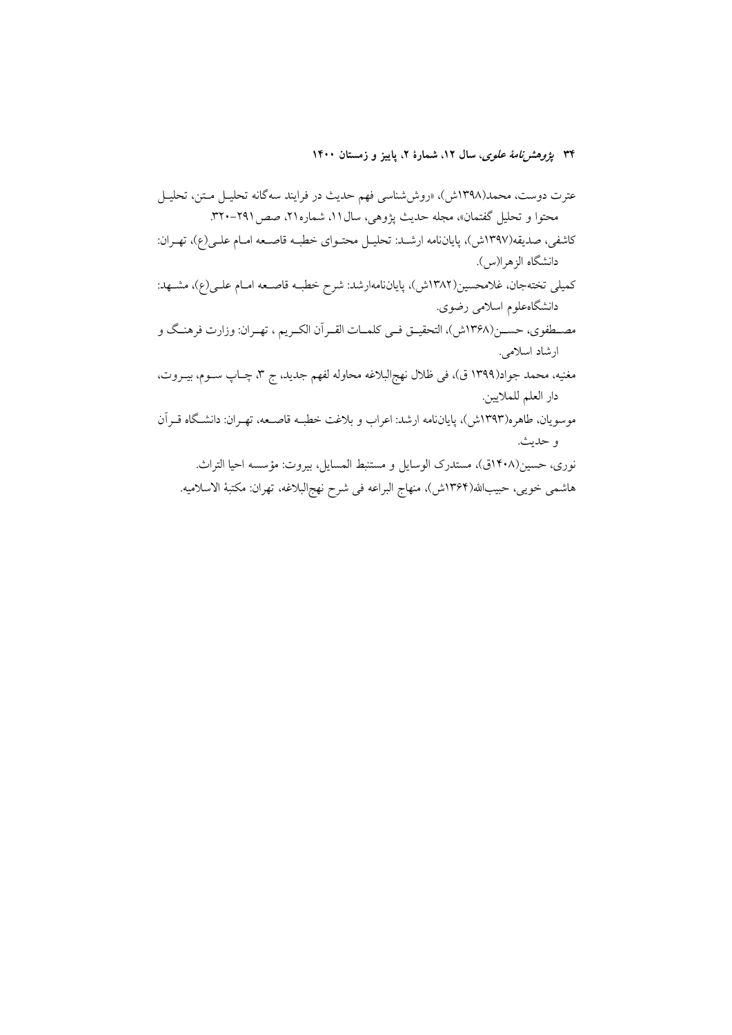عترت دوست، محمد(۱۳۹۸ش)، «روش‌شناسی فهم حدیث در فرایند سه‌گانه تحلیل متن، تحلیل محتوا و تحلیل گفتمان»، مجله حدیث پژوهی، سال۱۱، شماره۲۱، صص۲۹۱–۳۲۰.

کاشفی، صدیقه(۱۳۹۷ش)، پایان‌نامه ارشد: تحلیل محتوای خطبه قاصعه امام علی(ع)، تهران: دانشگاه الزهرا(س).

کمیلی تخته‌جان، غلامحسین(۱۳۸۲ش)، پایان‌نامه‌ارشد: شرح خطبه قاصعه امام علی(ع)، مشهد: دانشگاه‌علوم اسلامی رضوی.

مصطفوی، حسن(۱۳۶۸ش)، التحقیق فی کلمات القرآن الکریم ، تهران: وزارت فرهنگ و ارشاد اسلامی.

مغنیه، محمد جواد(۱۳۹۹ ق)، فی ظلال نهج‌البلاغه محاوله لفهم جدید، ج ۳، چاپ سوم، بیروت، دار العلم للملایین.

موسویان، طاهره(۱۳۹۳ش)، پایان‌نامه ارشد: اعراب و بلاغت خطبه قاصعه، تهران: دانشگاه قرآن و حدیث.

نوری، حسین(۱۴۰۸ق)، مستدرک الوسایل و مستنبط المسایل، بیروت: مؤسسه احیا التراث.

هاشمی خویی، حبیب‌الله(۱۳۶۴ش)، منهاج البراعه فی شرح نهج‌البلاغه، تهران: مکتبة الاسلامیه.